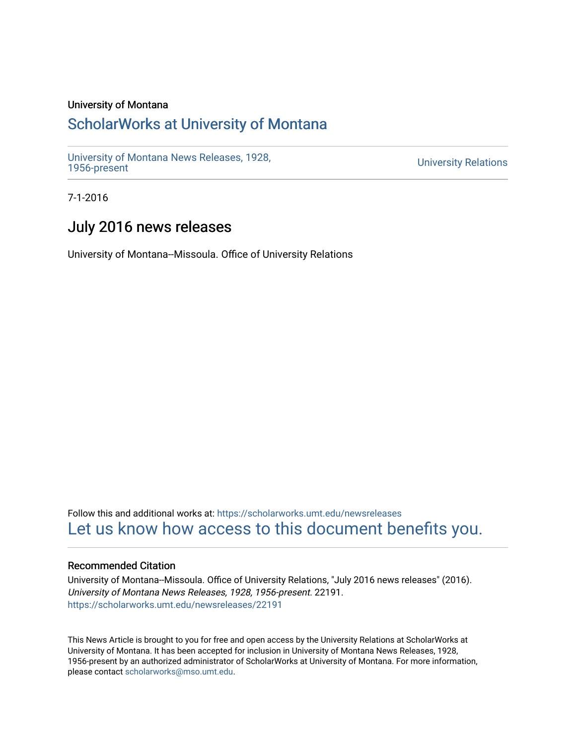University of Montana

# ScholarWorks at University of Montana

University of Montana News Releases, 1928, 1956-present

University Relations

7-1-2016

## July 2016 news releases

University of Montana--Missoula. Office of University Relations

Follow this and additional works at: https://scholarworks.umt.edu/newsreleases

Let us know how access to this document benefits you.

### Recommended Citation

University of Montana--Missoula. Office of University Relations, "July 2016 news releases" (2016). *University of Montana News Releases, 1928, 1956-present*. 22191.
https://scholarworks.umt.edu/newsreleases/22191

This News Article is brought to you for free and open access by the University Relations at ScholarWorks at University of Montana. It has been accepted for inclusion in University of Montana News Releases, 1928, 1956-present by an authorized administrator of ScholarWorks at University of Montana. For more information, please contact scholarworks@mso.umt.edu.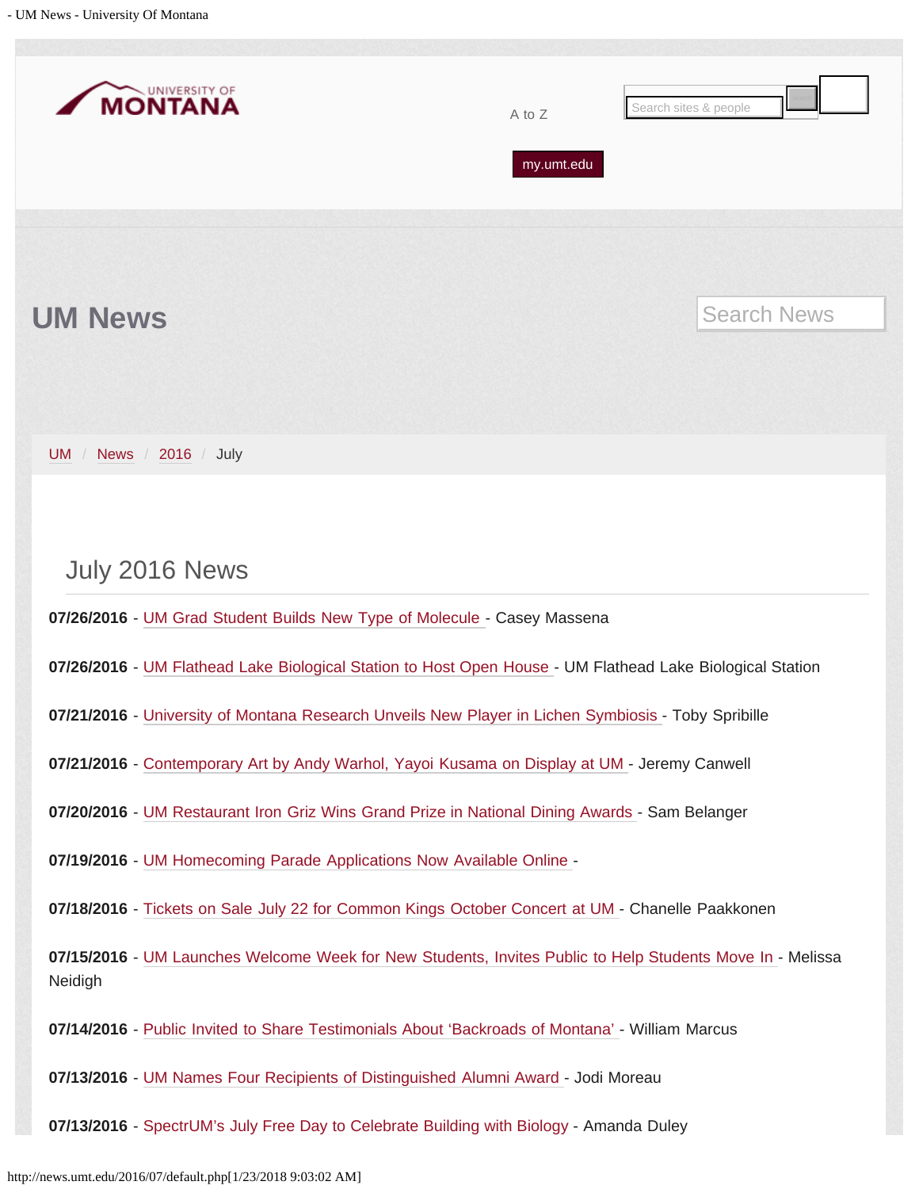A to Z

my.umt.edu

# UM News

Search News

UM / News / 2016 / July

## July 2016 News

**07/26/2016** - UM Grad Student Builds New Type of Molecule - Casey Massena

**07/26/2016** - UM Flathead Lake Biological Station to Host Open House - UM Flathead Lake Biological Station

**07/21/2016** - University of Montana Research Unveils New Player in Lichen Symbiosis - Toby Spribille

**07/21/2016** - Contemporary Art by Andy Warhol, Yayoi Kusama on Display at UM - Jeremy Canwell

**07/20/2016** - UM Restaurant Iron Griz Wins Grand Prize in National Dining Awards - Sam Belanger

**07/19/2016** - UM Homecoming Parade Applications Now Available Online -

**07/18/2016** - Tickets on Sale July 22 for Common Kings October Concert at UM - Chanelle Paakkonen

**07/15/2016** - UM Launches Welcome Week for New Students, Invites Public to Help Students Move In - Melissa Neidigh

**07/14/2016** - Public Invited to Share Testimonials About 'Backroads of Montana' - William Marcus

**07/13/2016** - UM Names Four Recipients of Distinguished Alumni Award - Jodi Moreau

**07/13/2016** - SpectrUM's July Free Day to Celebrate Building with Biology - Amanda Duley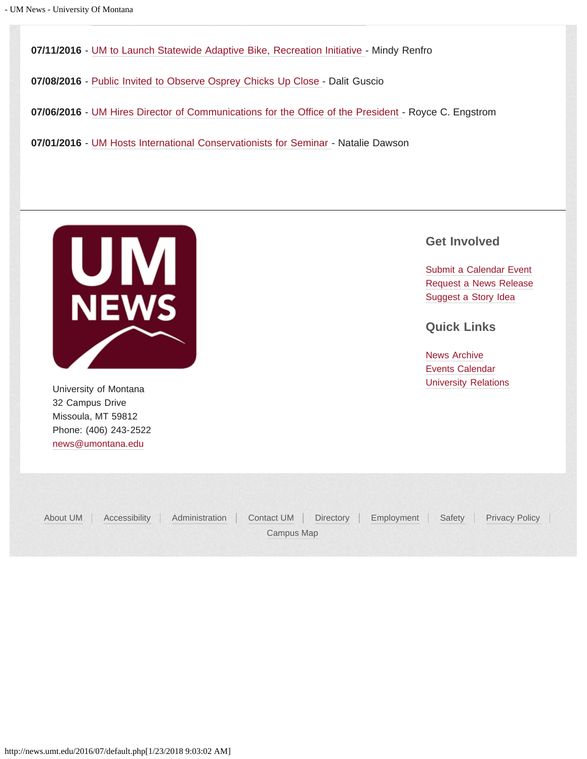**07/11/2016** - UM to Launch Statewide Adaptive Bike, Recreation Initiative - Mindy Renfro

**07/08/2016** - Public Invited to Observe Osprey Chicks Up Close - Dalit Guscio

**07/06/2016** - UM Hires Director of Communications for the Office of the President - Royce C. Engstrom

**07/01/2016** - UM Hosts International Conservationists for Seminar - Natalie Dawson

---

University of Montana
32 Campus Drive
Missoula, MT 59812
Phone: (406) 243-2522
news@umontana.edu

## Get Involved

Submit a Calendar Event
Request a News Release
Suggest a Story Idea

## Quick Links

News Archive
Events Calendar
University Relations

About UM | Accessibility | Administration | Contact UM | Directory | Employment | Safety | Privacy Policy | Campus Map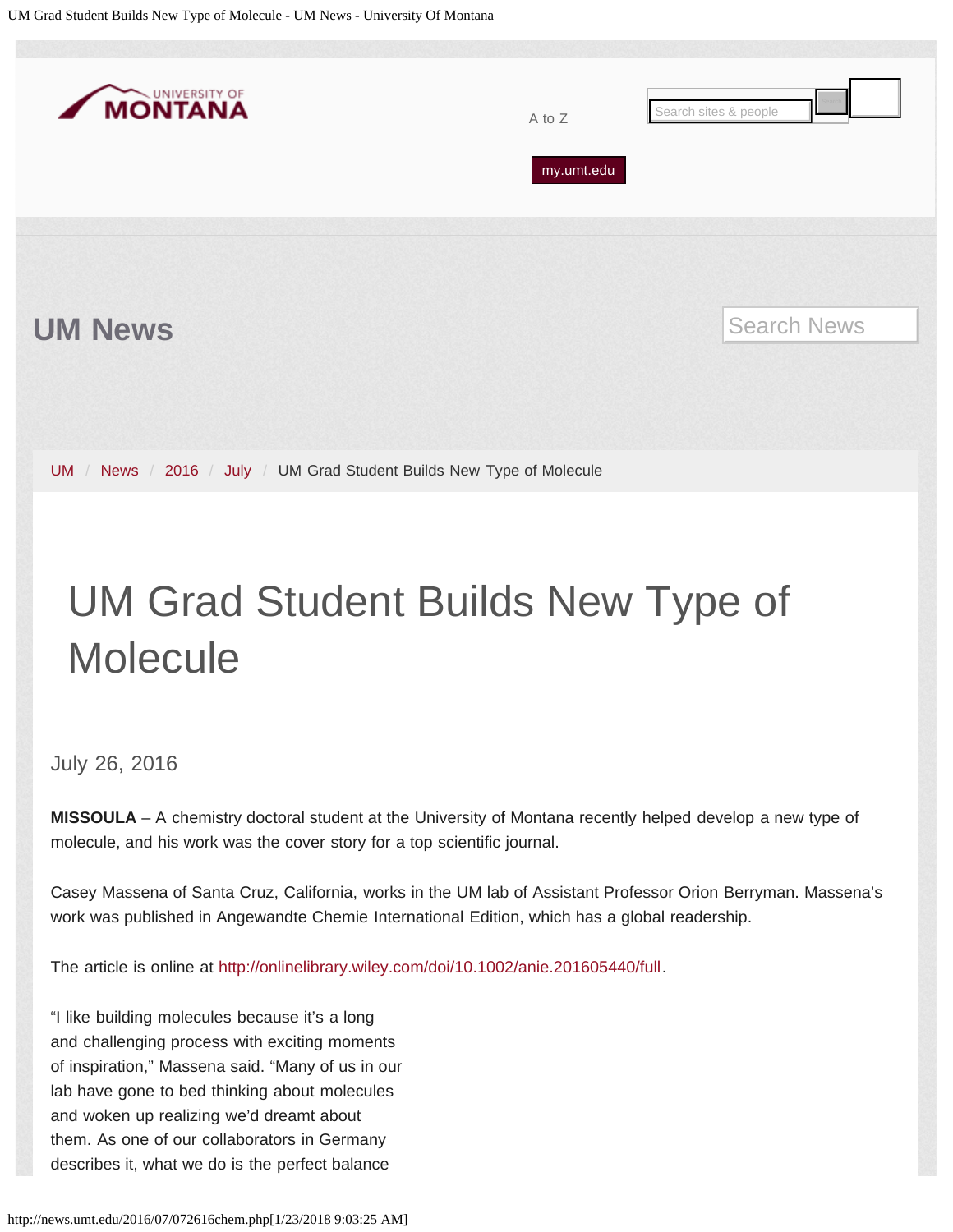# UM Grad Student Builds New Type of Molecule

July 26, 2016

**MISSOULA** – A chemistry doctoral student at the University of Montana recently helped develop a new type of molecule, and his work was the cover story for a top scientific journal.

Casey Massena of Santa Cruz, California, works in the UM lab of Assistant Professor Orion Berryman. Massena's work was published in Angewandte Chemie International Edition, which has a global readership.

The article is online at http://onlinelibrary.wiley.com/doi/10.1002/anie.201605440/full.

"I like building molecules because it's a long and challenging process with exciting moments of inspiration," Massena said. "Many of us in our lab have gone to bed thinking about molecules and woken up realizing we'd dreamt about them. As one of our collaborators in Germany describes it, what we do is the perfect balance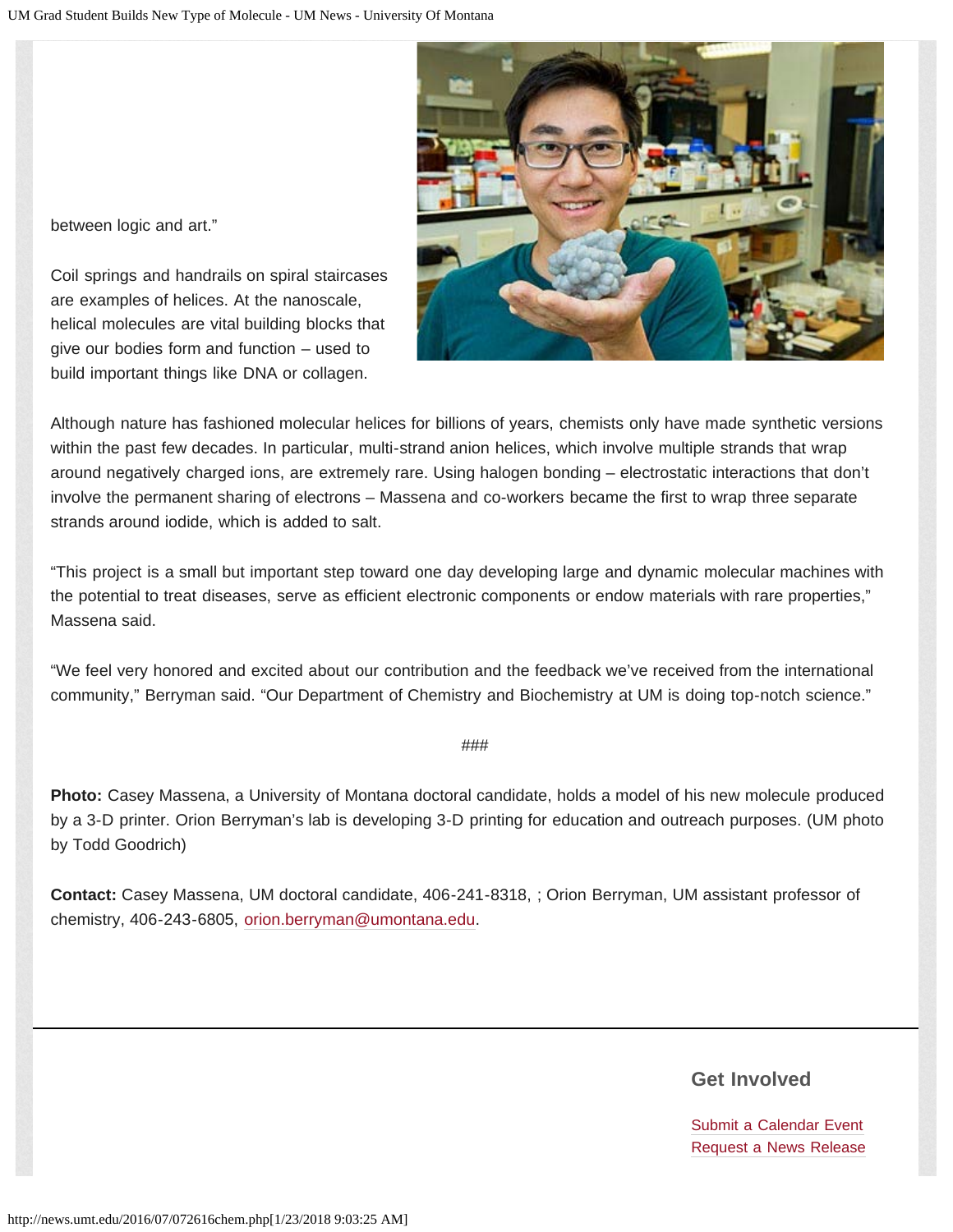between logic and art."

Coil springs and handrails on spiral staircases are examples of helices. At the nanoscale, helical molecules are vital building blocks that give our bodies form and function – used to build important things like DNA or collagen.

Although nature has fashioned molecular helices for billions of years, chemists only have made synthetic versions within the past few decades. In particular, multi-strand anion helices, which involve multiple strands that wrap around negatively charged ions, are extremely rare. Using halogen bonding – electrostatic interactions that don't involve the permanent sharing of electrons – Massena and co-workers became the first to wrap three separate strands around iodide, which is added to salt.

"This project is a small but important step toward one day developing large and dynamic molecular machines with the potential to treat diseases, serve as efficient electronic components or endow materials with rare properties," Massena said.

"We feel very honored and excited about our contribution and the feedback we've received from the international community," Berryman said. "Our Department of Chemistry and Biochemistry at UM is doing top-notch science."

###

**Photo:** Casey Massena, a University of Montana doctoral candidate, holds a model of his new molecule produced by a 3-D printer. Orion Berryman's lab is developing 3-D printing for education and outreach purposes. (UM photo by Todd Goodrich)

**Contact:** Casey Massena, UM doctoral candidate, 406-241-8318, ; Orion Berryman, UM assistant professor of chemistry, 406-243-6805, orion.berryman@umontana.edu.

## Get Involved

Submit a Calendar Event
Request a News Release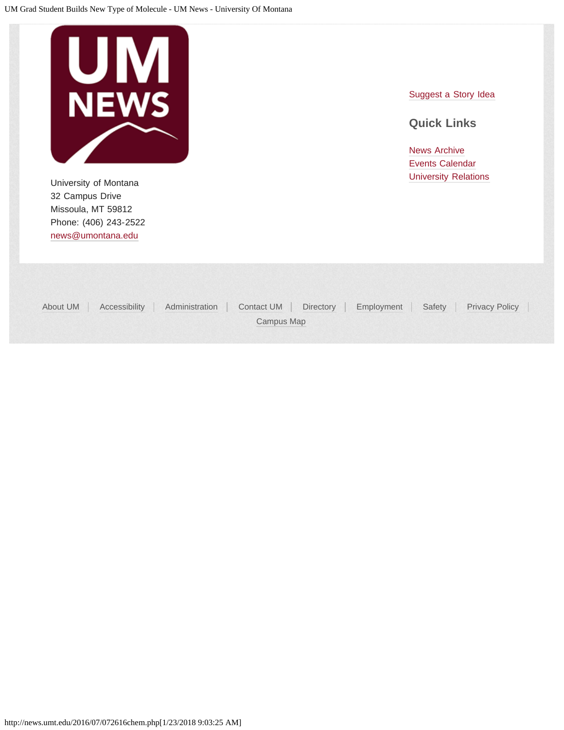University of Montana
32 Campus Drive
Missoula, MT 59812
Phone: (406) 243-2522
news@umontana.edu

Suggest a Story Idea

## Quick Links

News Archive
Events Calendar
University Relations

About UM | Accessibility | Administration | Contact UM | Directory | Employment | Safety | Privacy Policy | Campus Map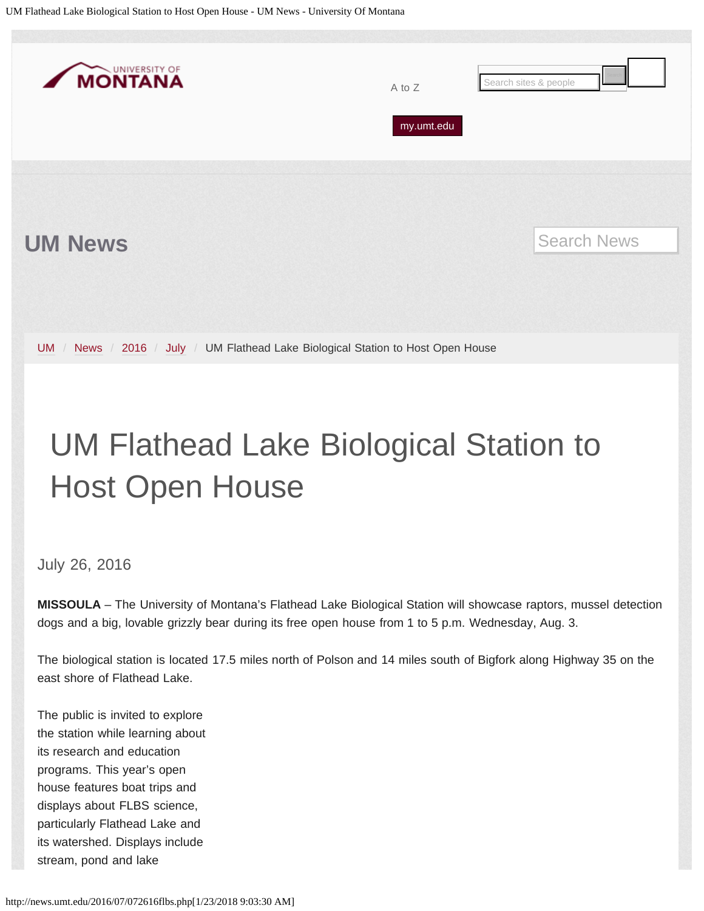UM News

UM / News / 2016 / July / UM Flathead Lake Biological Station to Host Open House

# UM Flathead Lake Biological Station to Host Open House

July 26, 2016

**MISSOULA** – The University of Montana's Flathead Lake Biological Station will showcase raptors, mussel detection dogs and a big, lovable grizzly bear during its free open house from 1 to 5 p.m. Wednesday, Aug. 3.

The biological station is located 17.5 miles north of Polson and 14 miles south of Bigfork along Highway 35 on the east shore of Flathead Lake.

The public is invited to explore the station while learning about its research and education programs. This year's open house features boat trips and displays about FLBS science, particularly Flathead Lake and its watershed. Displays include stream, pond and lake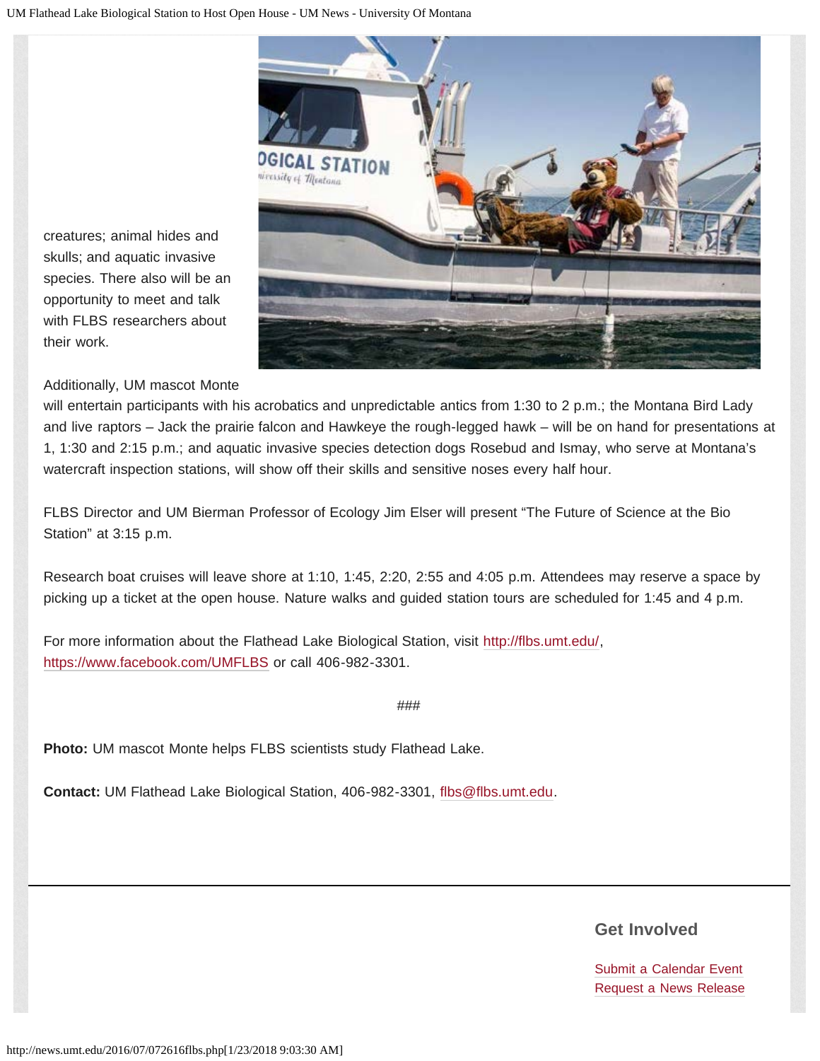creatures; animal hides and skulls; and aquatic invasive species. There also will be an opportunity to meet and talk with FLBS researchers about their work.

Additionally, UM mascot Monte will entertain participants with his acrobatics and unpredictable antics from 1:30 to 2 p.m.; the Montana Bird Lady and live raptors – Jack the prairie falcon and Hawkeye the rough-legged hawk – will be on hand for presentations at 1, 1:30 and 2:15 p.m.; and aquatic invasive species detection dogs Rosebud and Ismay, who serve at Montana's watercraft inspection stations, will show off their skills and sensitive noses every half hour.

FLBS Director and UM Bierman Professor of Ecology Jim Elser will present "The Future of Science at the Bio Station" at 3:15 p.m.

Research boat cruises will leave shore at 1:10, 1:45, 2:20, 2:55 and 4:05 p.m. Attendees may reserve a space by picking up a ticket at the open house. Nature walks and guided station tours are scheduled for 1:45 and 4 p.m.

For more information about the Flathead Lake Biological Station, visit http://flbs.umt.edu/, https://www.facebook.com/UMFLBS or call 406-982-3301.

###

**Photo:** UM mascot Monte helps FLBS scientists study Flathead Lake.

**Contact:** UM Flathead Lake Biological Station, 406-982-3301, flbs@flbs.umt.edu.

---

## Get Involved

Submit a Calendar Event
Request a News Release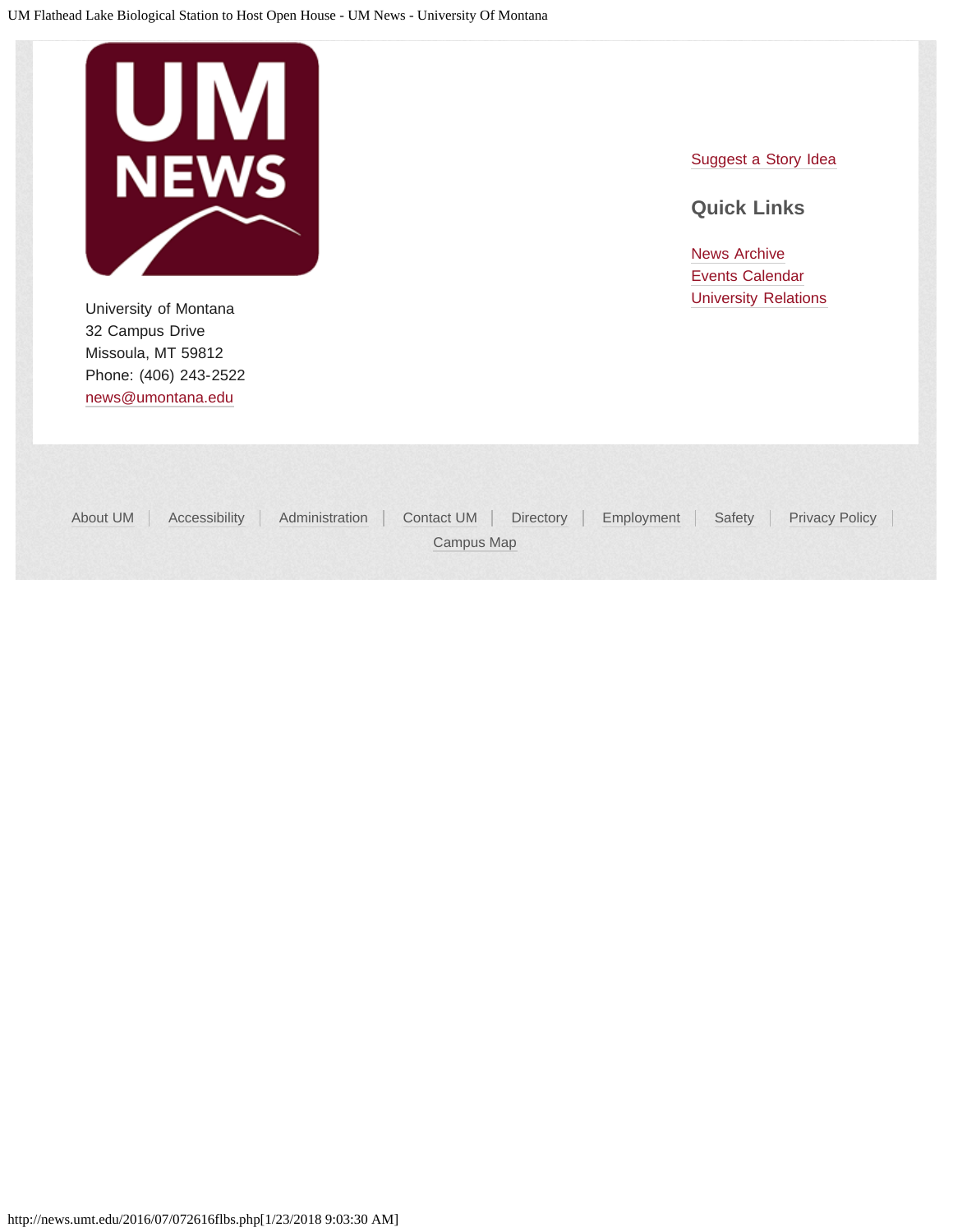University of Montana
32 Campus Drive
Missoula, MT 59812
Phone: (406) 243-2522
news@umontana.edu

Suggest a Story Idea

## Quick Links

News Archive
Events Calendar
University Relations

About UM | Accessibility | Administration | Contact UM | Directory | Employment | Safety | Privacy Policy | Campus Map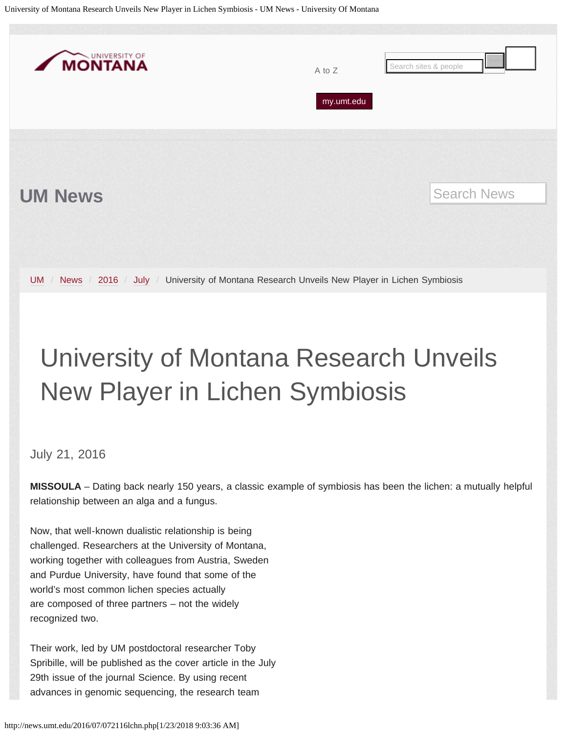UM News

UM / News / 2016 / July / University of Montana Research Unveils New Player in Lichen Symbiosis

# University of Montana Research Unveils New Player in Lichen Symbiosis

July 21, 2016

**MISSOULA** – Dating back nearly 150 years, a classic example of symbiosis has been the lichen: a mutually helpful relationship between an alga and a fungus.

Now, that well-known dualistic relationship is being challenged. Researchers at the University of Montana, working together with colleagues from Austria, Sweden and Purdue University, have found that some of the world's most common lichen species actually are composed of three partners – not the widely recognized two.

Their work, led by UM postdoctoral researcher Toby Spribille, will be published as the cover article in the July 29th issue of the journal Science. By using recent advances in genomic sequencing, the research team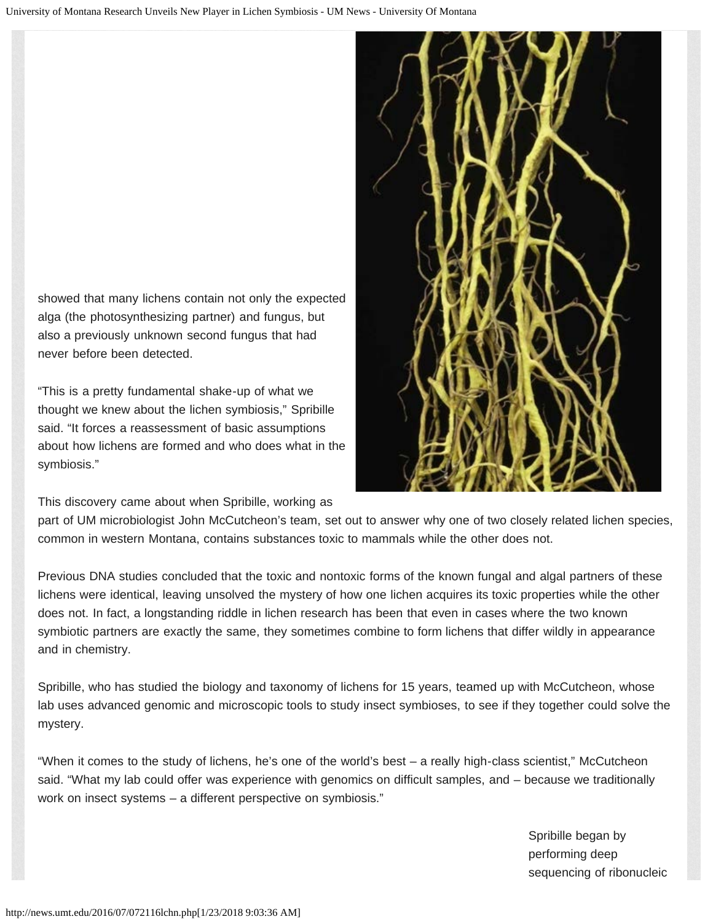showed that many lichens contain not only the expected alga (the photosynthesizing partner) and fungus, but also a previously unknown second fungus that had never before been detected.

"This is a pretty fundamental shake-up of what we thought we knew about the lichen symbiosis," Spribille said. "It forces a reassessment of basic assumptions about how lichens are formed and who does what in the symbiosis."

This discovery came about when Spribille, working as part of UM microbiologist John McCutcheon's team, set out to answer why one of two closely related lichen species, common in western Montana, contains substances toxic to mammals while the other does not.

Previous DNA studies concluded that the toxic and nontoxic forms of the known fungal and algal partners of these lichens were identical, leaving unsolved the mystery of how one lichen acquires its toxic properties while the other does not. In fact, a longstanding riddle in lichen research has been that even in cases where the two known symbiotic partners are exactly the same, they sometimes combine to form lichens that differ wildly in appearance and in chemistry.

Spribille, who has studied the biology and taxonomy of lichens for 15 years, teamed up with McCutcheon, whose lab uses advanced genomic and microscopic tools to study insect symbioses, to see if they together could solve the mystery.

"When it comes to the study of lichens, he's one of the world's best – a really high-class scientist," McCutcheon said. "What my lab could offer was experience with genomics on difficult samples, and – because we traditionally work on insect systems – a different perspective on symbiosis."

Spribille began by performing deep sequencing of ribonucleic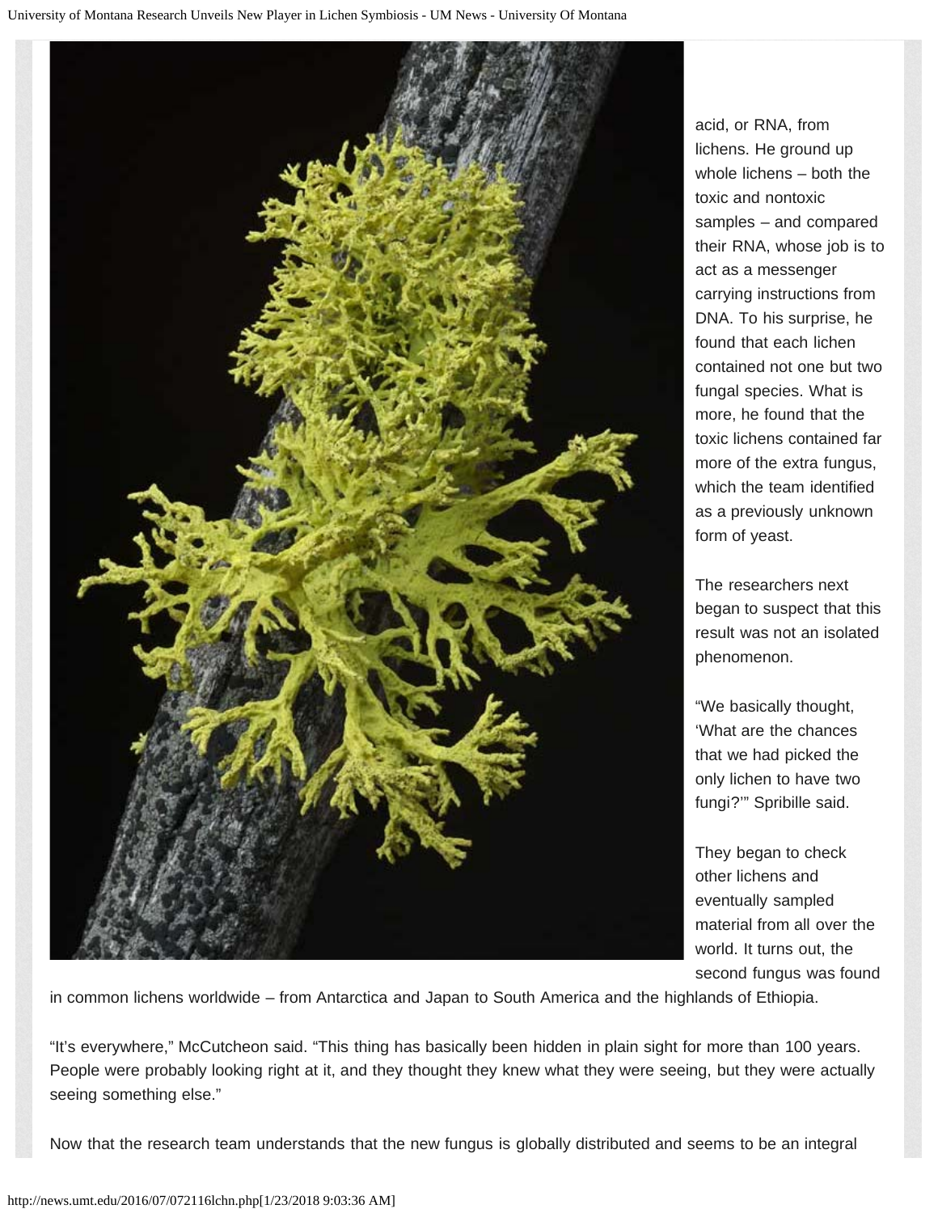acid, or RNA, from lichens. He ground up whole lichens – both the toxic and nontoxic samples – and compared their RNA, whose job is to act as a messenger carrying instructions from DNA. To his surprise, he found that each lichen contained not one but two fungal species. What is more, he found that the toxic lichens contained far more of the extra fungus, which the team identified as a previously unknown form of yeast.

The researchers next began to suspect that this result was not an isolated phenomenon.

"We basically thought, 'What are the chances that we had picked the only lichen to have two fungi?'" Spribille said.

They began to check other lichens and eventually sampled material from all over the world. It turns out, the second fungus was found in common lichens worldwide – from Antarctica and Japan to South America and the highlands of Ethiopia.

"It's everywhere," McCutcheon said. "This thing has basically been hidden in plain sight for more than 100 years. People were probably looking right at it, and they thought they knew what they were seeing, but they were actually seeing something else."

Now that the research team understands that the new fungus is globally distributed and seems to be an integral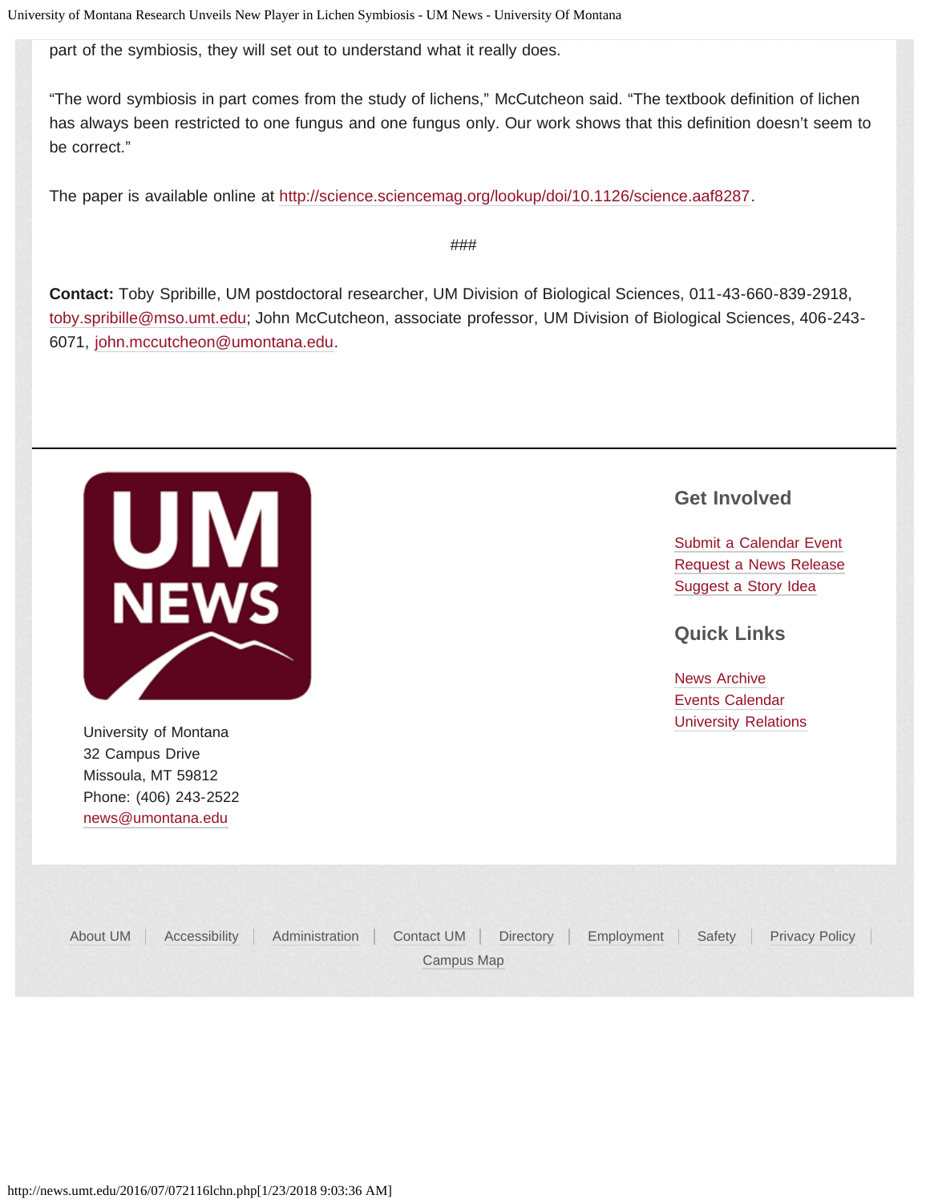part of the symbiosis, they will set out to understand what it really does.

"The word symbiosis in part comes from the study of lichens," McCutcheon said. "The textbook definition of lichen has always been restricted to one fungus and one fungus only. Our work shows that this definition doesn't seem to be correct."

The paper is available online at http://science.sciencemag.org/lookup/doi/10.1126/science.aaf8287.

###

**Contact:** Toby Spribille, UM postdoctoral researcher, UM Division of Biological Sciences, 011-43-660-839-2918, toby.spribille@mso.umt.edu; John McCutcheon, associate professor, UM Division of Biological Sciences, 406-243-6071, john.mccutcheon@umontana.edu.

UM NEWS

University of Montana
32 Campus Drive
Missoula, MT 59812
Phone: (406) 243-2522
news@umontana.edu

## Get Involved

Submit a Calendar Event
Request a News Release
Suggest a Story Idea

## Quick Links

News Archive
Events Calendar
University Relations

About UM | Accessibility | Administration | Contact UM | Directory | Employment | Safety | Privacy Policy | Campus Map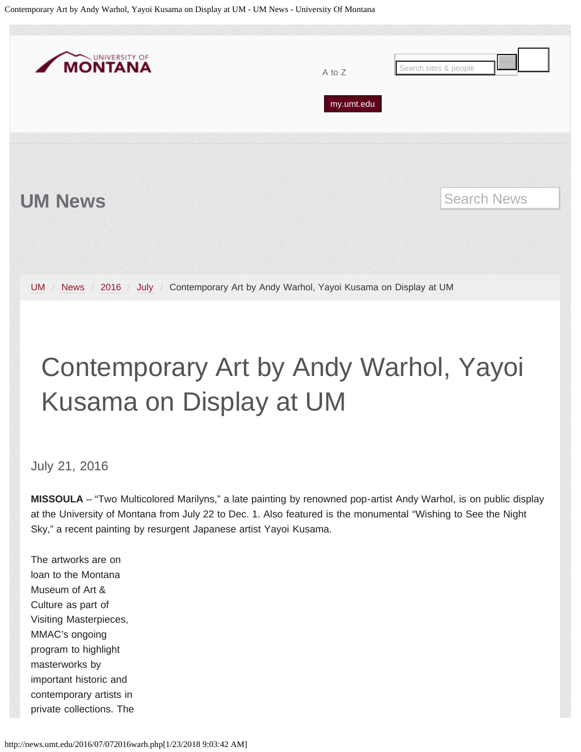# Contemporary Art by Andy Warhol, Yayoi Kusama on Display at UM

July 21, 2016

**MISSOULA** – "Two Multicolored Marilyns," a late painting by renowned pop-artist Andy Warhol, is on public display at the University of Montana from July 22 to Dec. 1. Also featured is the monumental "Wishing to See the Night Sky," a recent painting by resurgent Japanese artist Yayoi Kusama.

The artworks are on loan to the Montana Museum of Art & Culture as part of Visiting Masterpieces, MMAC's ongoing program to highlight masterworks by important historic and contemporary artists in private collections. The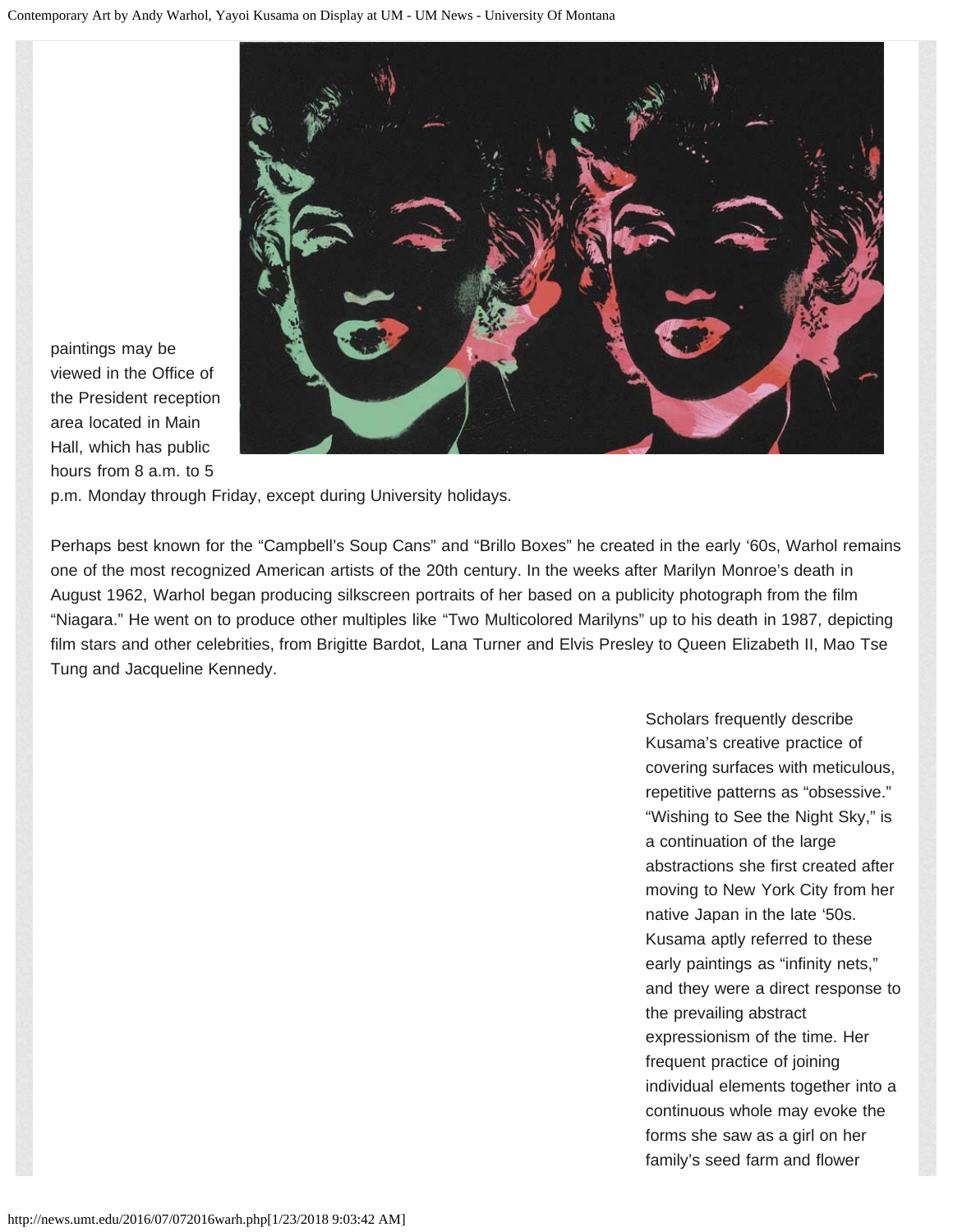paintings may be viewed in the Office of the President reception area located in Main Hall, which has public hours from 8 a.m. to 5 p.m. Monday through Friday, except during University holidays.

Perhaps best known for the “Campbell’s Soup Cans” and “Brillo Boxes” he created in the early ‘60s, Warhol remains one of the most recognized American artists of the 20th century. In the weeks after Marilyn Monroe’s death in August 1962, Warhol began producing silkscreen portraits of her based on a publicity photograph from the film “Niagara.” He went on to produce other multiples like “Two Multicolored Marilyns” up to his death in 1987, depicting film stars and other celebrities, from Brigitte Bardot, Lana Turner and Elvis Presley to Queen Elizabeth II, Mao Tse Tung and Jacqueline Kennedy.

Scholars frequently describe Kusama’s creative practice of covering surfaces with meticulous, repetitive patterns as “obsessive.” “Wishing to See the Night Sky,” is a continuation of the large abstractions she first created after moving to New York City from her native Japan in the late ‘50s. Kusama aptly referred to these early paintings as “infinity nets,” and they were a direct response to the prevailing abstract expressionism of the time. Her frequent practice of joining individual elements together into a continuous whole may evoke the forms she saw as a girl on her family’s seed farm and flower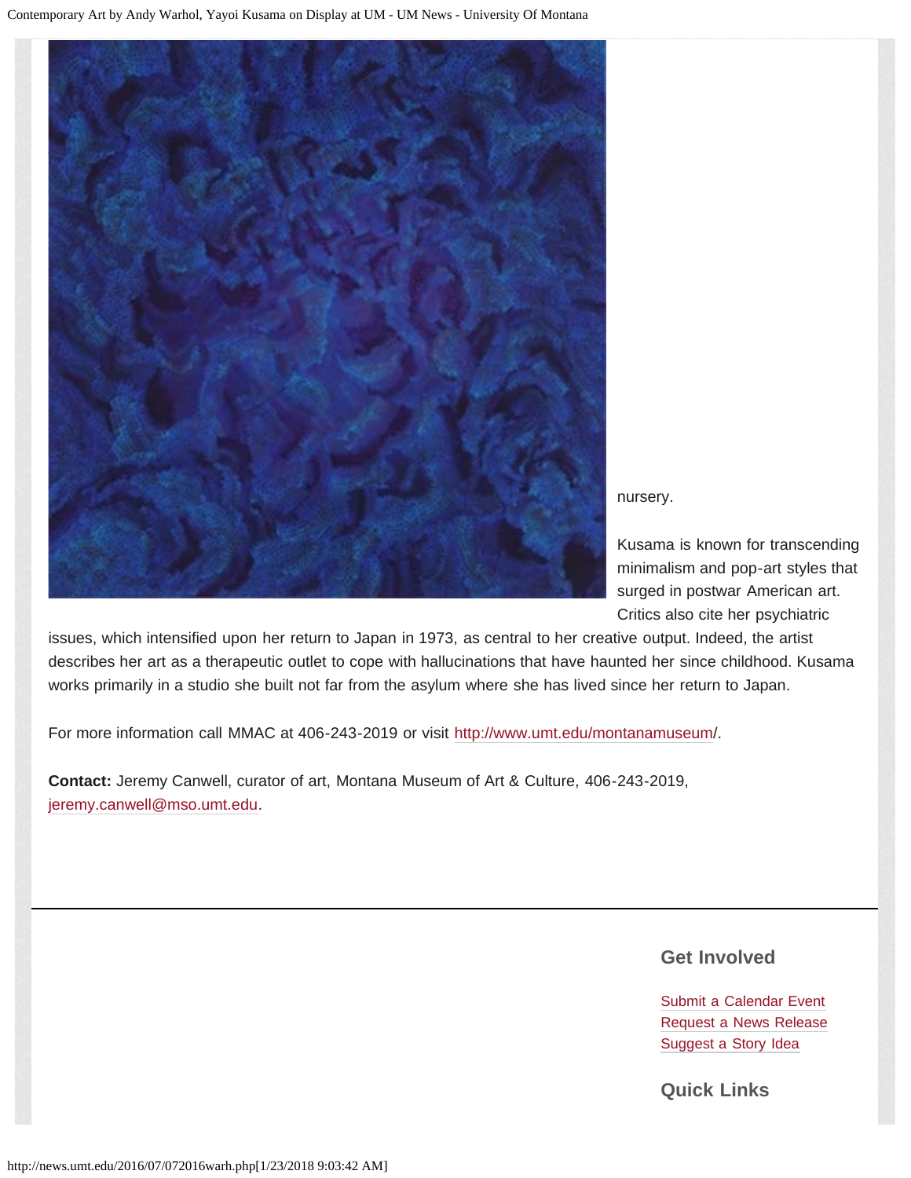nursery.

Kusama is known for transcending minimalism and pop-art styles that surged in postwar American art. Critics also cite her psychiatric issues, which intensified upon her return to Japan in 1973, as central to her creative output. Indeed, the artist describes her art as a therapeutic outlet to cope with hallucinations that have haunted her since childhood. Kusama works primarily in a studio she built not far from the asylum where she has lived since her return to Japan.

For more information call MMAC at 406-243-2019 or visit http://www.umt.edu/montanamuseum/.

**Contact:** Jeremy Canwell, curator of art, Montana Museum of Art & Culture, 406-243-2019, jeremy.canwell@mso.umt.edu.

## Get Involved

Submit a Calendar Event
Request a News Release
Suggest a Story Idea

## Quick Links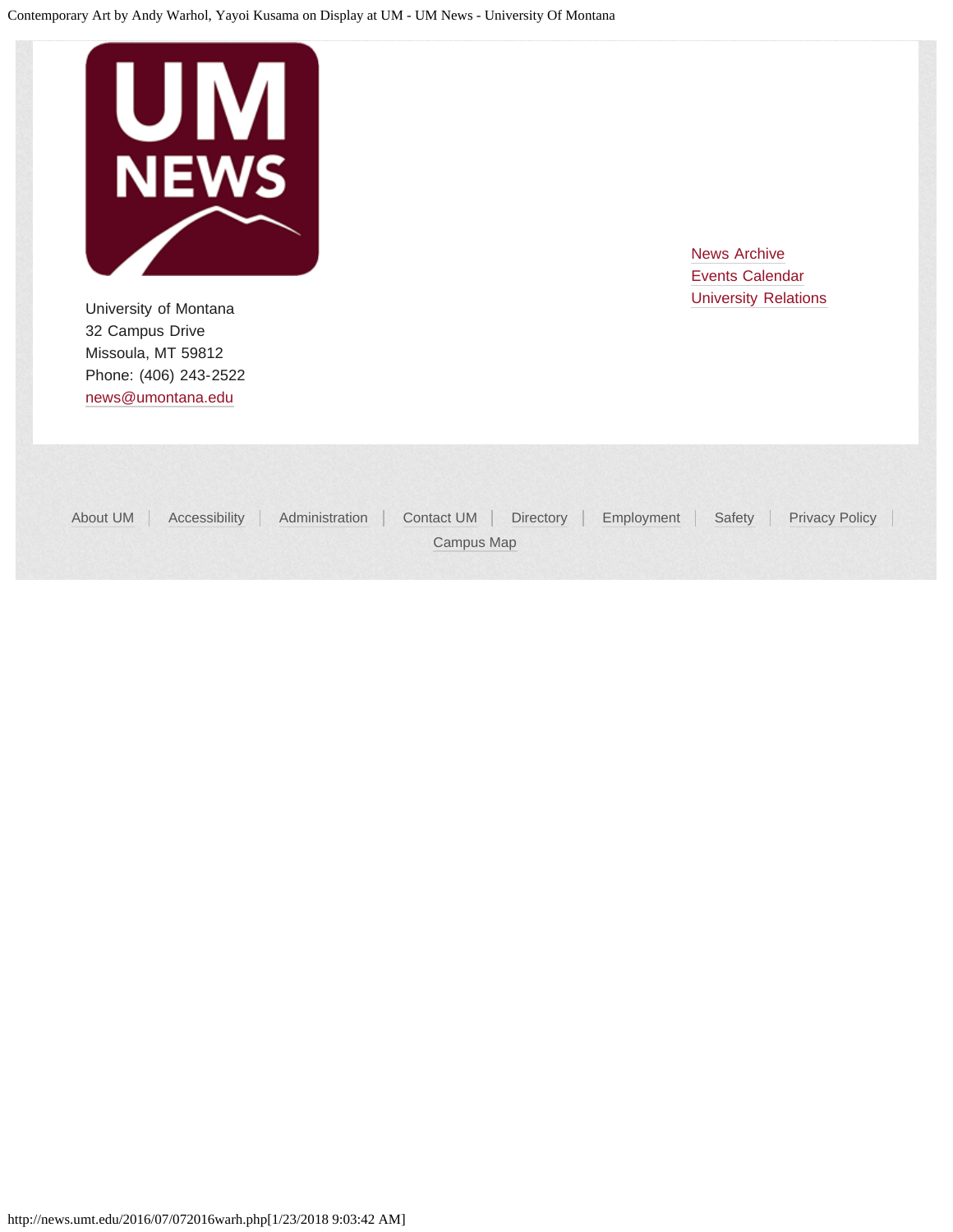University of Montana
32 Campus Drive
Missoula, MT 59812
Phone: (406) 243-2522
news@umontana.edu

News Archive
Events Calendar
University Relations

About UM | Accessibility | Administration | Contact UM | Directory | Employment | Safety | Privacy Policy | Campus Map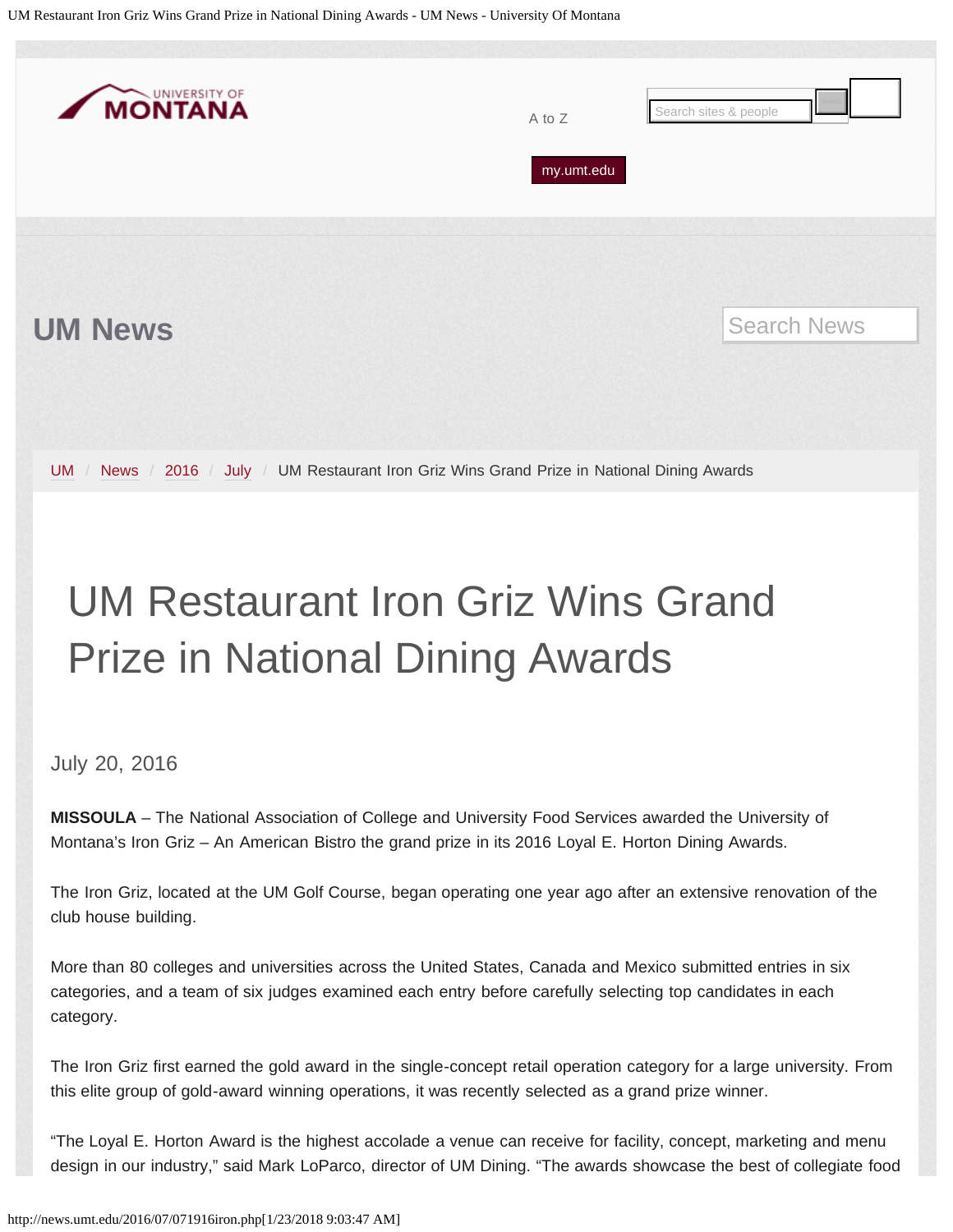UM News

UM / News / 2016 / July / UM Restaurant Iron Griz Wins Grand Prize in National Dining Awards

# UM Restaurant Iron Griz Wins Grand Prize in National Dining Awards

July 20, 2016

**MISSOULA** – The National Association of College and University Food Services awarded the University of Montana's Iron Griz – An American Bistro the grand prize in its 2016 Loyal E. Horton Dining Awards.

The Iron Griz, located at the UM Golf Course, began operating one year ago after an extensive renovation of the club house building.

More than 80 colleges and universities across the United States, Canada and Mexico submitted entries in six categories, and a team of six judges examined each entry before carefully selecting top candidates in each category.

The Iron Griz first earned the gold award in the single-concept retail operation category for a large university. From this elite group of gold-award winning operations, it was recently selected as a grand prize winner.

"The Loyal E. Horton Award is the highest accolade a venue can receive for facility, concept, marketing and menu design in our industry," said Mark LoParco, director of UM Dining. "The awards showcase the best of collegiate food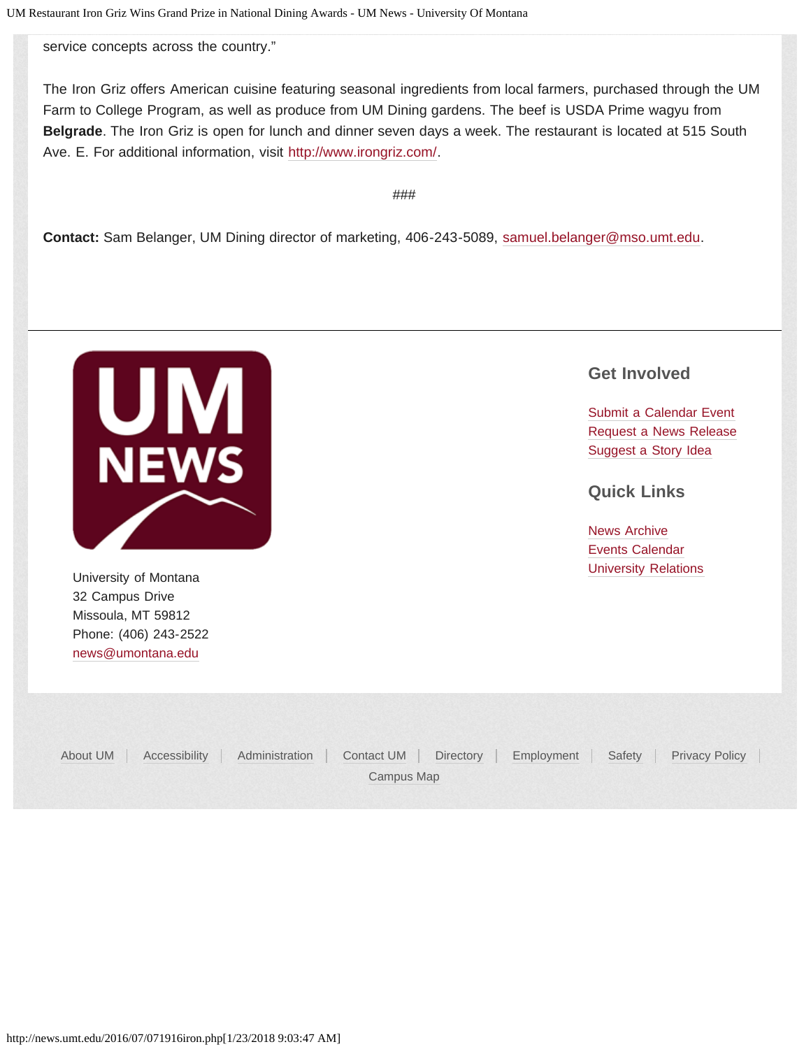service concepts across the country."

The Iron Griz offers American cuisine featuring seasonal ingredients from local farmers, purchased through the UM Farm to College Program, as well as produce from UM Dining gardens. The beef is USDA Prime wagyu from **Belgrade**. The Iron Griz is open for lunch and dinner seven days a week. The restaurant is located at 515 South Ave. E. For additional information, visit http://www.irongriz.com/.

###

**Contact:** Sam Belanger, UM Dining director of marketing, 406-243-5089, samuel.belanger@mso.umt.edu.

University of Montana
32 Campus Drive
Missoula, MT 59812
Phone: (406) 243-2522
news@umontana.edu

## Get Involved

Submit a Calendar Event
Request a News Release
Suggest a Story Idea

## Quick Links

News Archive
Events Calendar
University Relations

About UM | Accessibility | Administration | Contact UM | Directory | Employment | Safety | Privacy Policy | Campus Map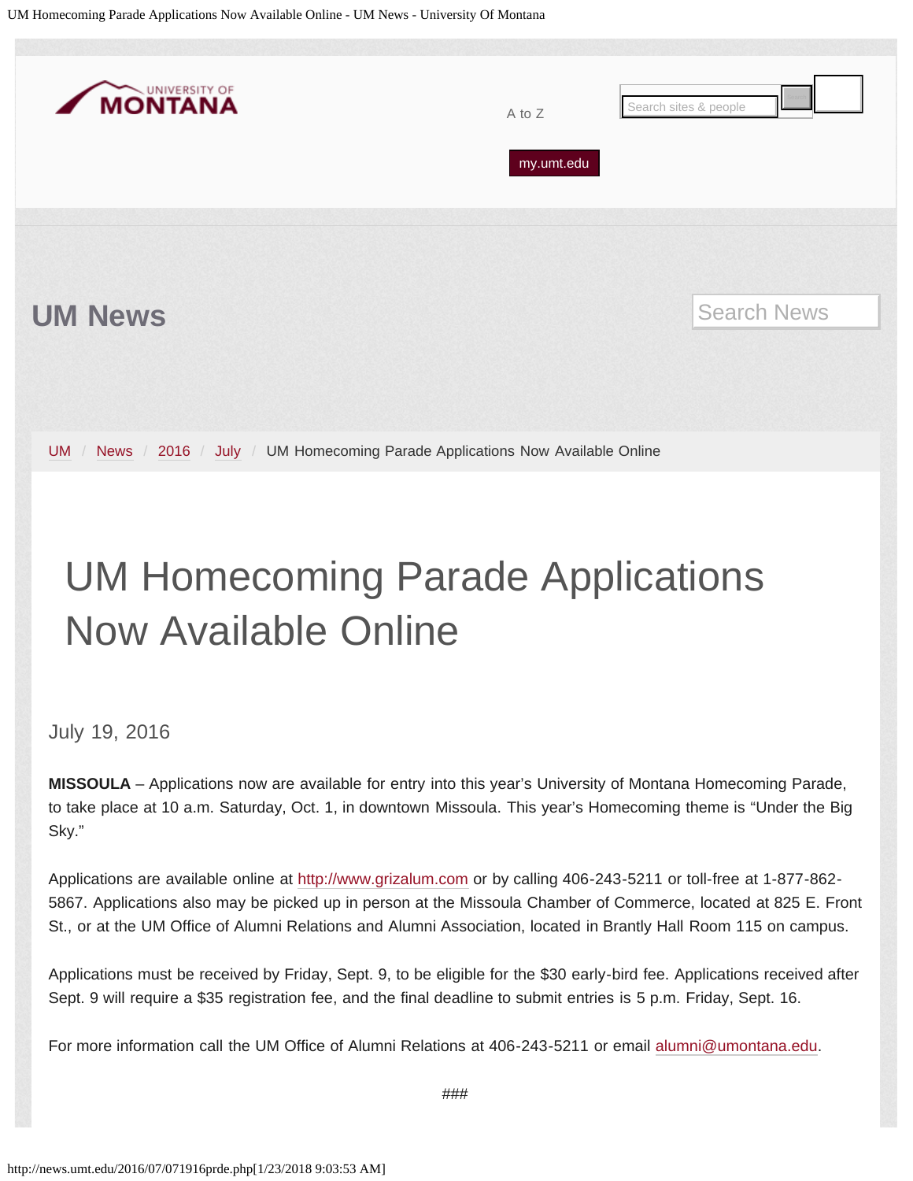UM News

UM / News / 2016 / July / UM Homecoming Parade Applications Now Available Online

# UM Homecoming Parade Applications Now Available Online

July 19, 2016

**MISSOULA** – Applications now are available for entry into this year's University of Montana Homecoming Parade, to take place at 10 a.m. Saturday, Oct. 1, in downtown Missoula. This year's Homecoming theme is "Under the Big Sky."

Applications are available online at http://www.grizalum.com or by calling 406-243-5211 or toll-free at 1-877-862-5867. Applications also may be picked up in person at the Missoula Chamber of Commerce, located at 825 E. Front St., or at the UM Office of Alumni Relations and Alumni Association, located in Brantly Hall Room 115 on campus.

Applications must be received by Friday, Sept. 9, to be eligible for the $30 early-bird fee. Applications received after Sept. 9 will require a $35 registration fee, and the final deadline to submit entries is 5 p.m. Friday, Sept. 16.

For more information call the UM Office of Alumni Relations at 406-243-5211 or email alumni@umontana.edu.

###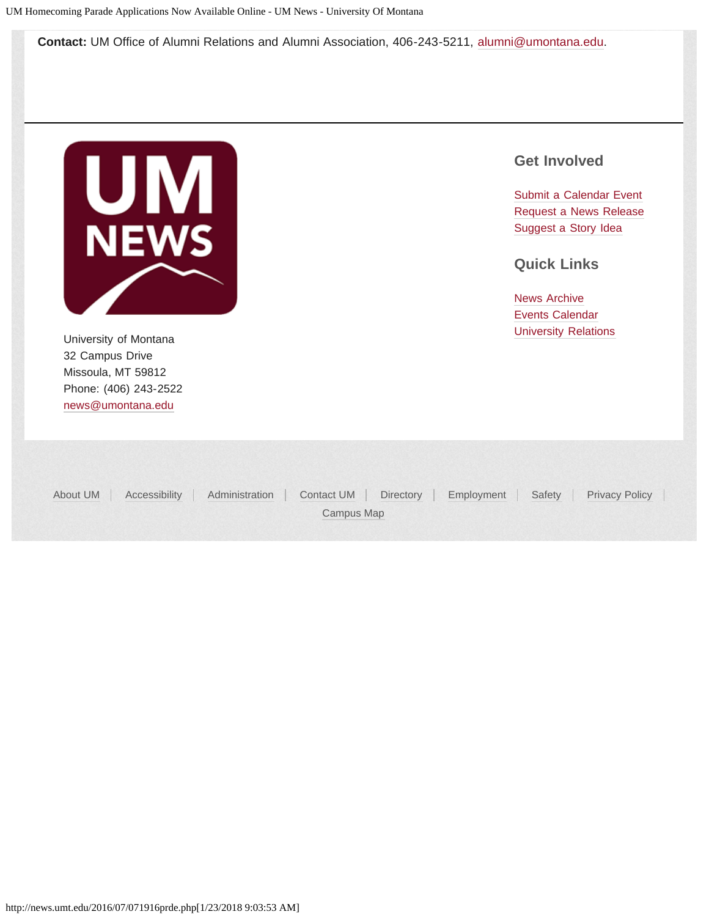**Contact:** UM Office of Alumni Relations and Alumni Association, 406-243-5211, alumni@umontana.edu.

University of Montana
32 Campus Drive
Missoula, MT 59812
Phone: (406) 243-2522
news@umontana.edu

## Get Involved

Submit a Calendar Event
Request a News Release
Suggest a Story Idea

## Quick Links

News Archive
Events Calendar
University Relations

About UM | Accessibility | Administration | Contact UM | Directory | Employment | Safety | Privacy Policy | Campus Map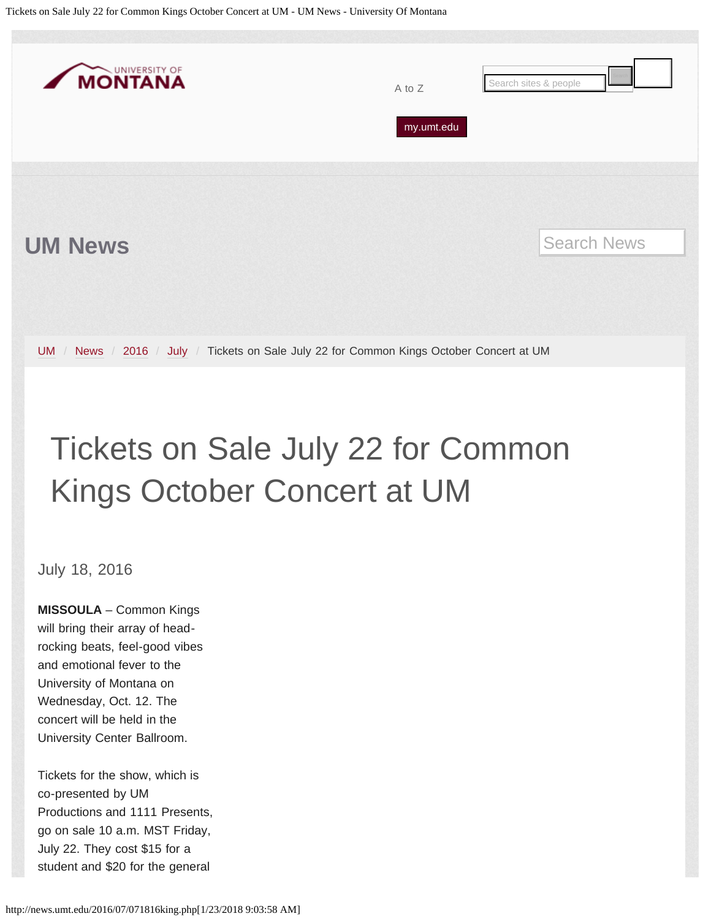UM News

UM / News / 2016 / July / Tickets on Sale July 22 for Common Kings October Concert at UM

# Tickets on Sale July 22 for Common Kings October Concert at UM

July 18, 2016

**MISSOULA** – Common Kings will bring their array of head-rocking beats, feel-good vibes and emotional fever to the University of Montana on Wednesday, Oct. 12. The concert will be held in the University Center Ballroom.

Tickets for the show, which is co-presented by UM Productions and 1111 Presents, go on sale 10 a.m. MST Friday, July 22. They cost $15 for a student and $20 for the general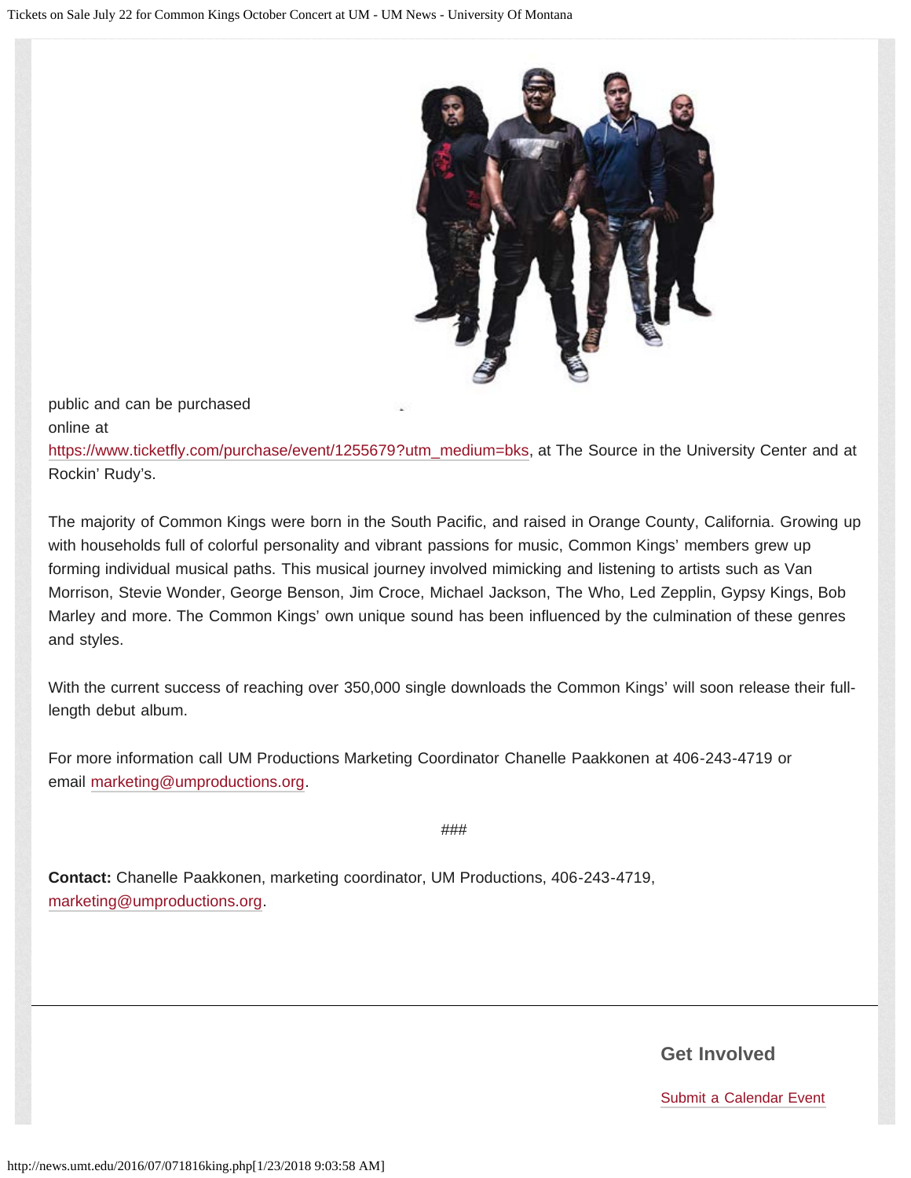public and can be purchased online at [https://www.ticketfly.com/purchase/event/1255679?utm_medium=bks](https://www.ticketfly.com/purchase/event/1255679?utm_medium=bks), at The Source in the University Center and at Rockin' Rudy's.

The majority of Common Kings were born in the South Pacific, and raised in Orange County, California. Growing up with households full of colorful personality and vibrant passions for music, Common Kings' members grew up forming individual musical paths. This musical journey involved mimicking and listening to artists such as Van Morrison, Stevie Wonder, George Benson, Jim Croce, Michael Jackson, The Who, Led Zepplin, Gypsy Kings, Bob Marley and more. The Common Kings' own unique sound has been influenced by the culmination of these genres and styles.

With the current success of reaching over 350,000 single downloads the Common Kings' will soon release their full-length debut album.

For more information call UM Productions Marketing Coordinator Chanelle Paakkonen at 406-243-4719 or email [marketing@umproductions.org](mailto:marketing@umproductions.org).

###

**Contact:** Chanelle Paakkonen, marketing coordinator, UM Productions, 406-243-4719, [marketing@umproductions.org](mailto:marketing@umproductions.org).

---

## Get Involved

[Submit a Calendar Event]()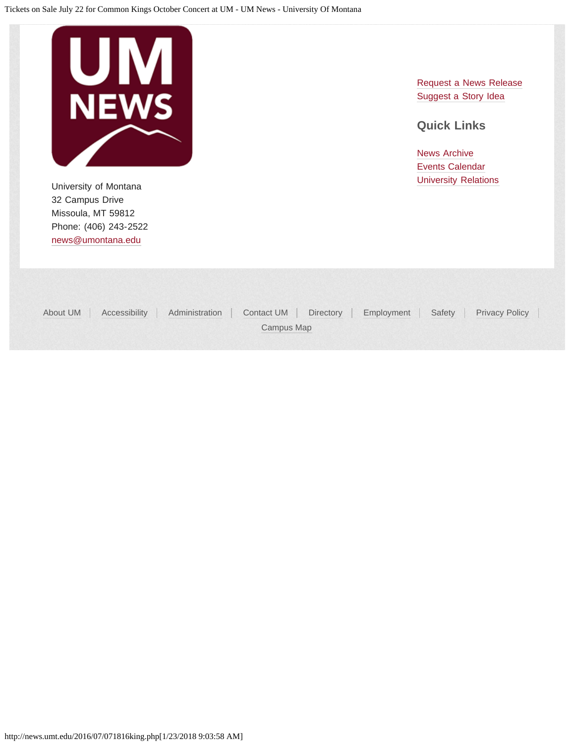University of Montana
32 Campus Drive
Missoula, MT 59812
Phone: (406) 243-2522
news@umontana.edu

Request a News Release
Suggest a Story Idea

## Quick Links

News Archive
Events Calendar
University Relations

About UM | Accessibility | Administration | Contact UM | Directory | Employment | Safety | Privacy Policy | Campus Map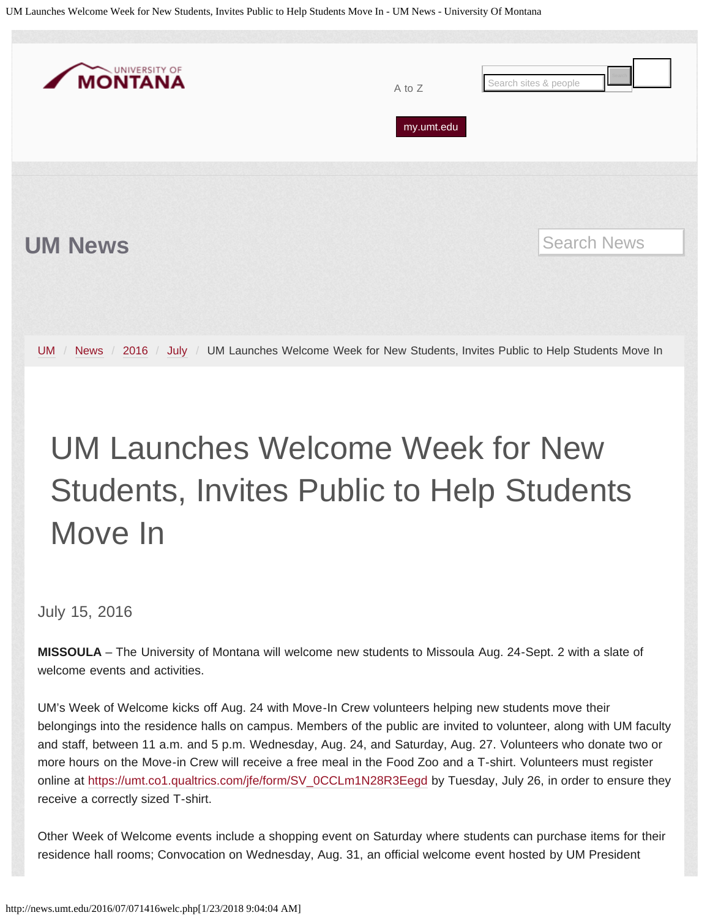UM Launches Welcome Week for New Students, Invites Public to Help Students Move In - UM News - University Of Montana

UNIVERSITY OF MONTANA

A to Z

my.umt.edu

## UM News

UM / News / 2016 / July / UM Launches Welcome Week for New Students, Invites Public to Help Students Move In

# UM Launches Welcome Week for New Students, Invites Public to Help Students Move In

July 15, 2016

**MISSOULA** – The University of Montana will welcome new students to Missoula Aug. 24-Sept. 2 with a slate of welcome events and activities.

UM's Week of Welcome kicks off Aug. 24 with Move-In Crew volunteers helping new students move their belongings into the residence halls on campus. Members of the public are invited to volunteer, along with UM faculty and staff, between 11 a.m. and 5 p.m. Wednesday, Aug. 24, and Saturday, Aug. 27. Volunteers who donate two or more hours on the Move-in Crew will receive a free meal in the Food Zoo and a T-shirt. Volunteers must register online at https://umt.co1.qualtrics.com/jfe/form/SV_0CCLm1N28R3Eegd by Tuesday, July 26, in order to ensure they receive a correctly sized T-shirt.

Other Week of Welcome events include a shopping event on Saturday where students can purchase items for their residence hall rooms; Convocation on Wednesday, Aug. 31, an official welcome event hosted by UM President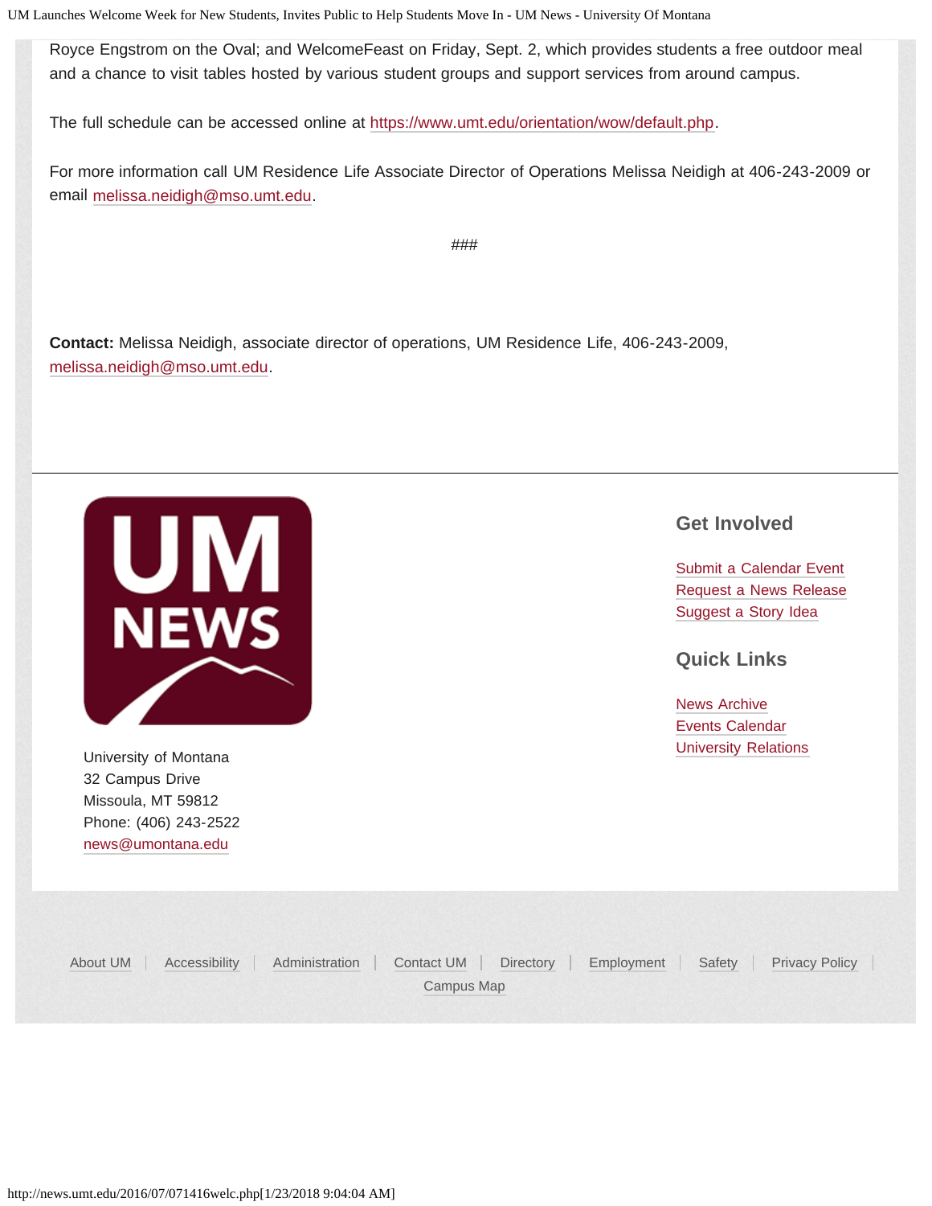Royce Engstrom on the Oval; and WelcomeFeast on Friday, Sept. 2, which provides students a free outdoor meal and a chance to visit tables hosted by various student groups and support services from around campus.

The full schedule can be accessed online at https://www.umt.edu/orientation/wow/default.php.

For more information call UM Residence Life Associate Director of Operations Melissa Neidigh at 406-243-2009 or email melissa.neidigh@mso.umt.edu.

###

**Contact:** Melissa Neidigh, associate director of operations, UM Residence Life, 406-243-2009, melissa.neidigh@mso.umt.edu.

University of Montana
32 Campus Drive
Missoula, MT 59812
Phone: (406) 243-2522
news@umontana.edu

## Get Involved

Submit a Calendar Event
Request a News Release
Suggest a Story Idea

## Quick Links

News Archive
Events Calendar
University Relations

About UM | Accessibility | Administration | Contact UM | Directory | Employment | Safety | Privacy Policy | Campus Map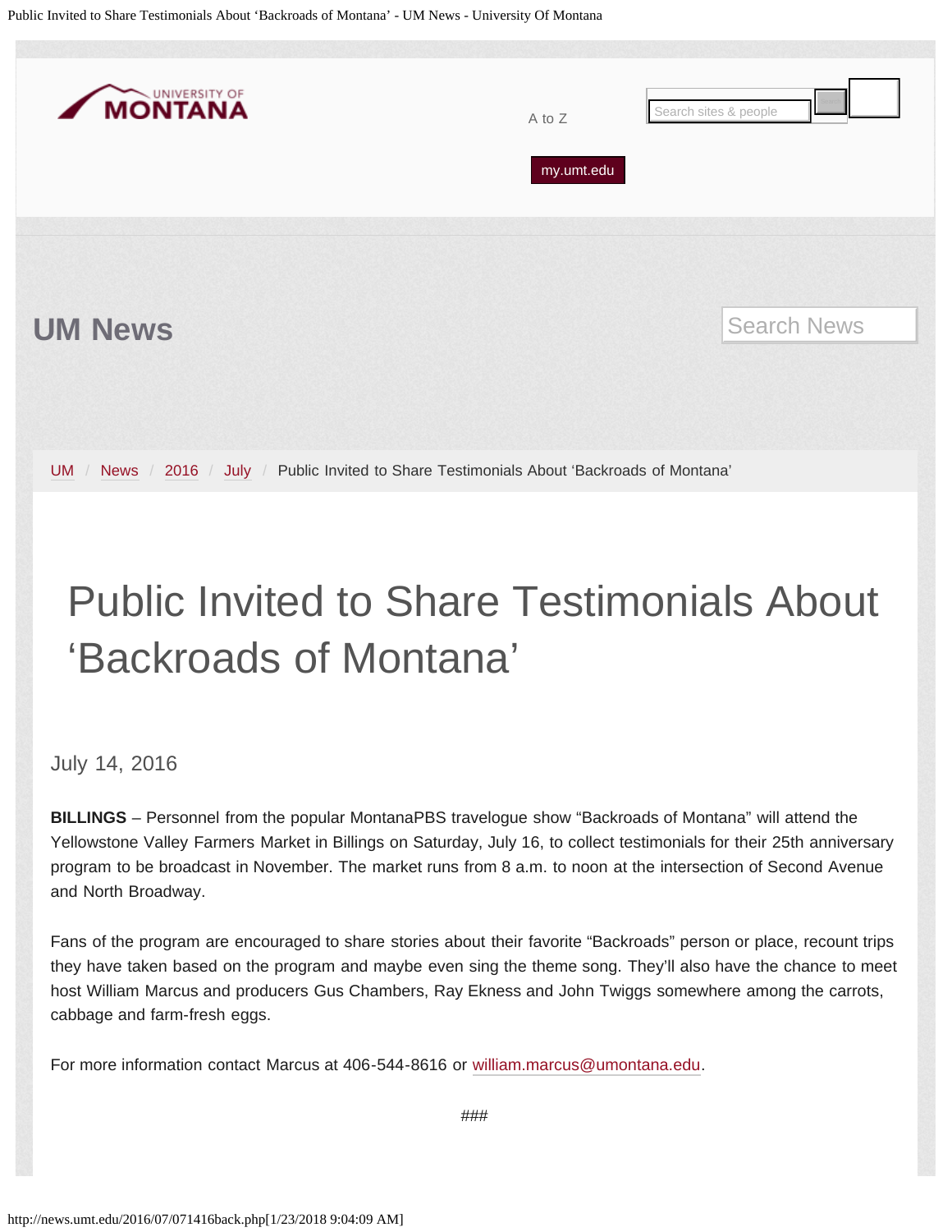UM News

UM / News / 2016 / July / Public Invited to Share Testimonials About 'Backroads of Montana'

# Public Invited to Share Testimonials About 'Backroads of Montana'

July 14, 2016

**BILLINGS** – Personnel from the popular MontanaPBS travelogue show "Backroads of Montana" will attend the Yellowstone Valley Farmers Market in Billings on Saturday, July 16, to collect testimonials for their 25th anniversary program to be broadcast in November. The market runs from 8 a.m. to noon at the intersection of Second Avenue and North Broadway.

Fans of the program are encouraged to share stories about their favorite "Backroads" person or place, recount trips they have taken based on the program and maybe even sing the theme song. They'll also have the chance to meet host William Marcus and producers Gus Chambers, Ray Ekness and John Twiggs somewhere among the carrots, cabbage and farm-fresh eggs.

For more information contact Marcus at 406-544-8616 or william.marcus@umontana.edu.

###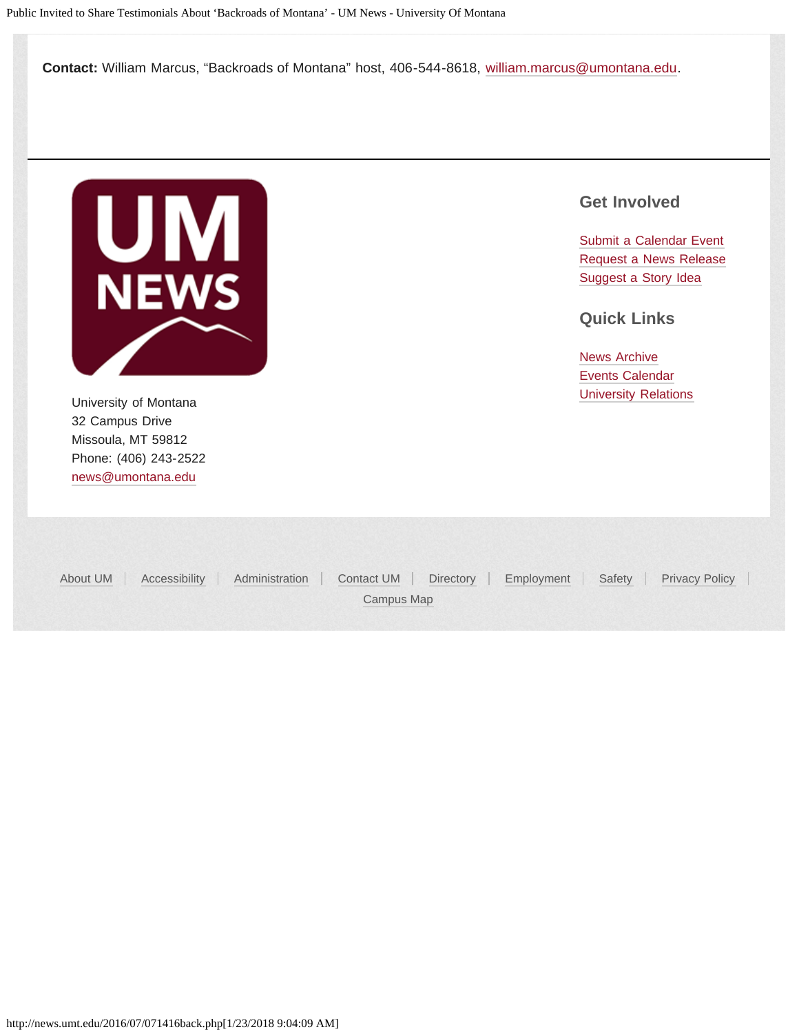**Contact:** William Marcus, "Backroads of Montana" host, 406-544-8618, william.marcus@umontana.edu.

University of Montana
32 Campus Drive
Missoula, MT 59812
Phone: (406) 243-2522
news@umontana.edu

## Get Involved

Submit a Calendar Event
Request a News Release
Suggest a Story Idea

## Quick Links

News Archive
Events Calendar
University Relations

About UM | Accessibility | Administration | Contact UM | Directory | Employment | Safety | Privacy Policy | Campus Map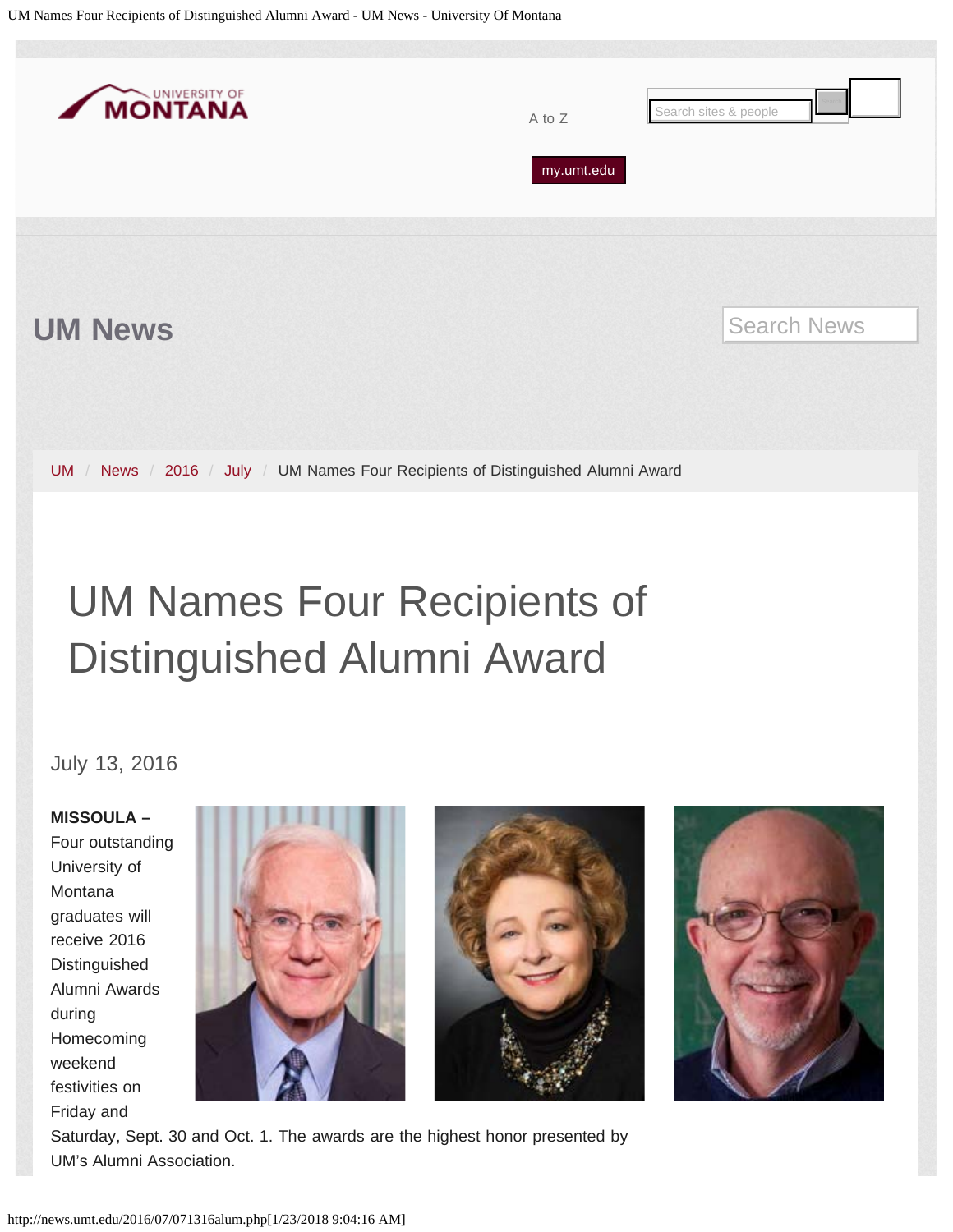UM News

UM / News / 2016 / July / UM Names Four Recipients of Distinguished Alumni Award

# UM Names Four Recipients of Distinguished Alumni Award

July 13, 2016

**MISSOULA –** Four outstanding University of Montana graduates will receive 2016 Distinguished Alumni Awards during Homecoming weekend festivities on Friday and Saturday, Sept. 30 and Oct. 1. The awards are the highest honor presented by UM's Alumni Association.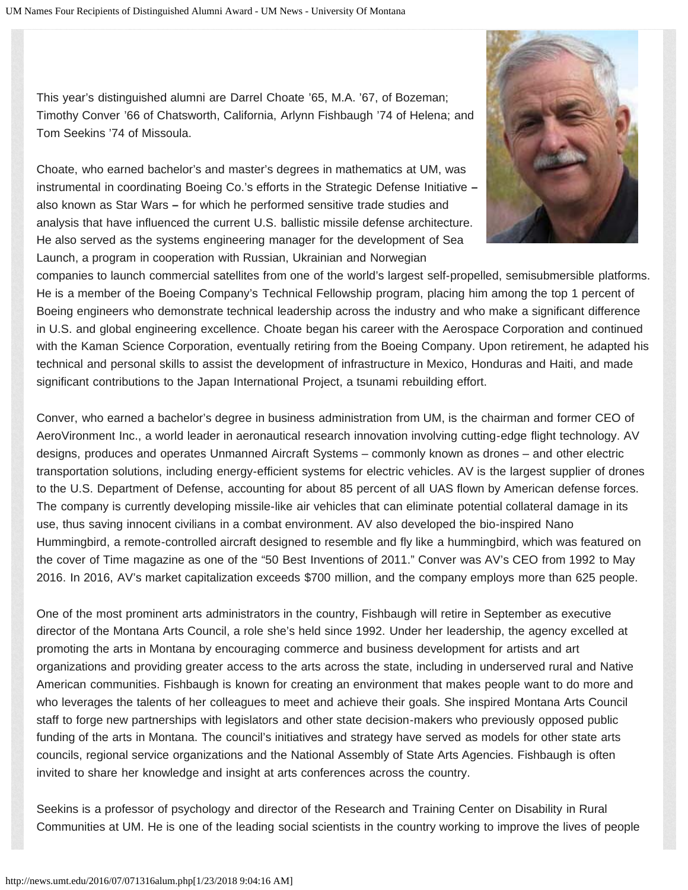This year's distinguished alumni are Darrel Choate '65, M.A. '67, of Bozeman; Timothy Conver '66 of Chatsworth, California, Arlynn Fishbaugh '74 of Helena; and Tom Seekins '74 of Missoula.

Choate, who earned bachelor's and master's degrees in mathematics at UM, was instrumental in coordinating Boeing Co.'s efforts in the Strategic Defense Initiative – also known as Star Wars – for which he performed sensitive trade studies and analysis that have influenced the current U.S. ballistic missile defense architecture. He also served as the systems engineering manager for the development of Sea Launch, a program in cooperation with Russian, Ukrainian and Norwegian companies to launch commercial satellites from one of the world's largest self-propelled, semisubmersible platforms. He is a member of the Boeing Company's Technical Fellowship program, placing him among the top 1 percent of Boeing engineers who demonstrate technical leadership across the industry and who make a significant difference in U.S. and global engineering excellence. Choate began his career with the Aerospace Corporation and continued with the Kaman Science Corporation, eventually retiring from the Boeing Company. Upon retirement, he adapted his technical and personal skills to assist the development of infrastructure in Mexico, Honduras and Haiti, and made significant contributions to the Japan International Project, a tsunami rebuilding effort.

Conver, who earned a bachelor's degree in business administration from UM, is the chairman and former CEO of AeroVironment Inc., a world leader in aeronautical research innovation involving cutting-edge flight technology. AV designs, produces and operates Unmanned Aircraft Systems – commonly known as drones – and other electric transportation solutions, including energy-efficient systems for electric vehicles. AV is the largest supplier of drones to the U.S. Department of Defense, accounting for about 85 percent of all UAS flown by American defense forces. The company is currently developing missile-like air vehicles that can eliminate potential collateral damage in its use, thus saving innocent civilians in a combat environment. AV also developed the bio-inspired Nano Hummingbird, a remote-controlled aircraft designed to resemble and fly like a hummingbird, which was featured on the cover of Time magazine as one of the "50 Best Inventions of 2011." Conver was AV's CEO from 1992 to May 2016. In 2016, AV's market capitalization exceeds $700 million, and the company employs more than 625 people.

One of the most prominent arts administrators in the country, Fishbaugh will retire in September as executive director of the Montana Arts Council, a role she's held since 1992. Under her leadership, the agency excelled at promoting the arts in Montana by encouraging commerce and business development for artists and art organizations and providing greater access to the arts across the state, including in underserved rural and Native American communities. Fishbaugh is known for creating an environment that makes people want to do more and who leverages the talents of her colleagues to meet and achieve their goals. She inspired Montana Arts Council staff to forge new partnerships with legislators and other state decision-makers who previously opposed public funding of the arts in Montana. The council's initiatives and strategy have served as models for other state arts councils, regional service organizations and the National Assembly of State Arts Agencies. Fishbaugh is often invited to share her knowledge and insight at arts conferences across the country.

Seekins is a professor of psychology and director of the Research and Training Center on Disability in Rural Communities at UM. He is one of the leading social scientists in the country working to improve the lives of people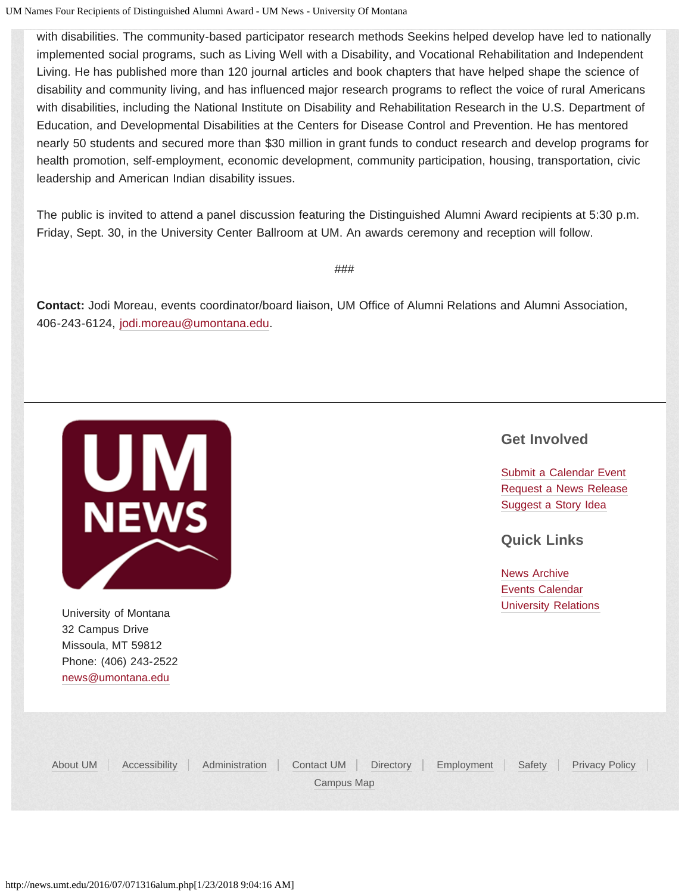with disabilities. The community-based participator research methods Seekins helped develop have led to nationally implemented social programs, such as Living Well with a Disability, and Vocational Rehabilitation and Independent Living. He has published more than 120 journal articles and book chapters that have helped shape the science of disability and community living, and has influenced major research programs to reflect the voice of rural Americans with disabilities, including the National Institute on Disability and Rehabilitation Research in the U.S. Department of Education, and Developmental Disabilities at the Centers for Disease Control and Prevention. He has mentored nearly 50 students and secured more than $30 million in grant funds to conduct research and develop programs for health promotion, self-employment, economic development, community participation, housing, transportation, civic leadership and American Indian disability issues.

The public is invited to attend a panel discussion featuring the Distinguished Alumni Award recipients at 5:30 p.m. Friday, Sept. 30, in the University Center Ballroom at UM. An awards ceremony and reception will follow.

###

**Contact:** Jodi Moreau, events coordinator/board liaison, UM Office of Alumni Relations and Alumni Association, 406-243-6124, jodi.moreau@umontana.edu.

---

University of Montana
32 Campus Drive
Missoula, MT 59812
Phone: (406) 243-2522
news@umontana.edu

## Get Involved

Submit a Calendar Event
Request a News Release
Suggest a Story Idea

## Quick Links

News Archive
Events Calendar
University Relations

About UM | Accessibility | Administration | Contact UM | Directory | Employment | Safety | Privacy Policy | Campus Map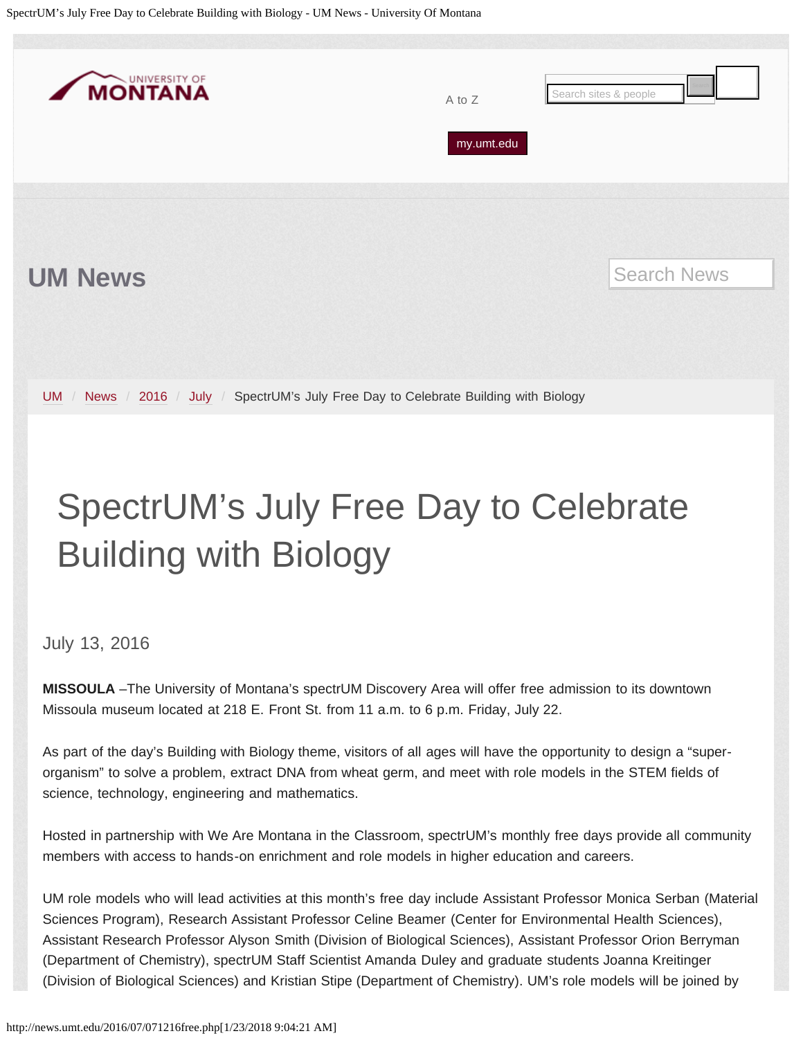UM News

UM / News / 2016 / July / SpectrUM's July Free Day to Celebrate Building with Biology

# SpectrUM's July Free Day to Celebrate Building with Biology

July 13, 2016

**MISSOULA** –The University of Montana's spectrUM Discovery Area will offer free admission to its downtown Missoula museum located at 218 E. Front St. from 11 a.m. to 6 p.m. Friday, July 22.

As part of the day's Building with Biology theme, visitors of all ages will have the opportunity to design a "super-organism" to solve a problem, extract DNA from wheat germ, and meet with role models in the STEM fields of science, technology, engineering and mathematics.

Hosted in partnership with We Are Montana in the Classroom, spectrUM's monthly free days provide all community members with access to hands-on enrichment and role models in higher education and careers.

UM role models who will lead activities at this month's free day include Assistant Professor Monica Serban (Material Sciences Program), Research Assistant Professor Celine Beamer (Center for Environmental Health Sciences), Assistant Research Professor Alyson Smith (Division of Biological Sciences), Assistant Professor Orion Berryman (Department of Chemistry), spectrUM Staff Scientist Amanda Duley and graduate students Joanna Kreitinger (Division of Biological Sciences) and Kristian Stipe (Department of Chemistry). UM's role models will be joined by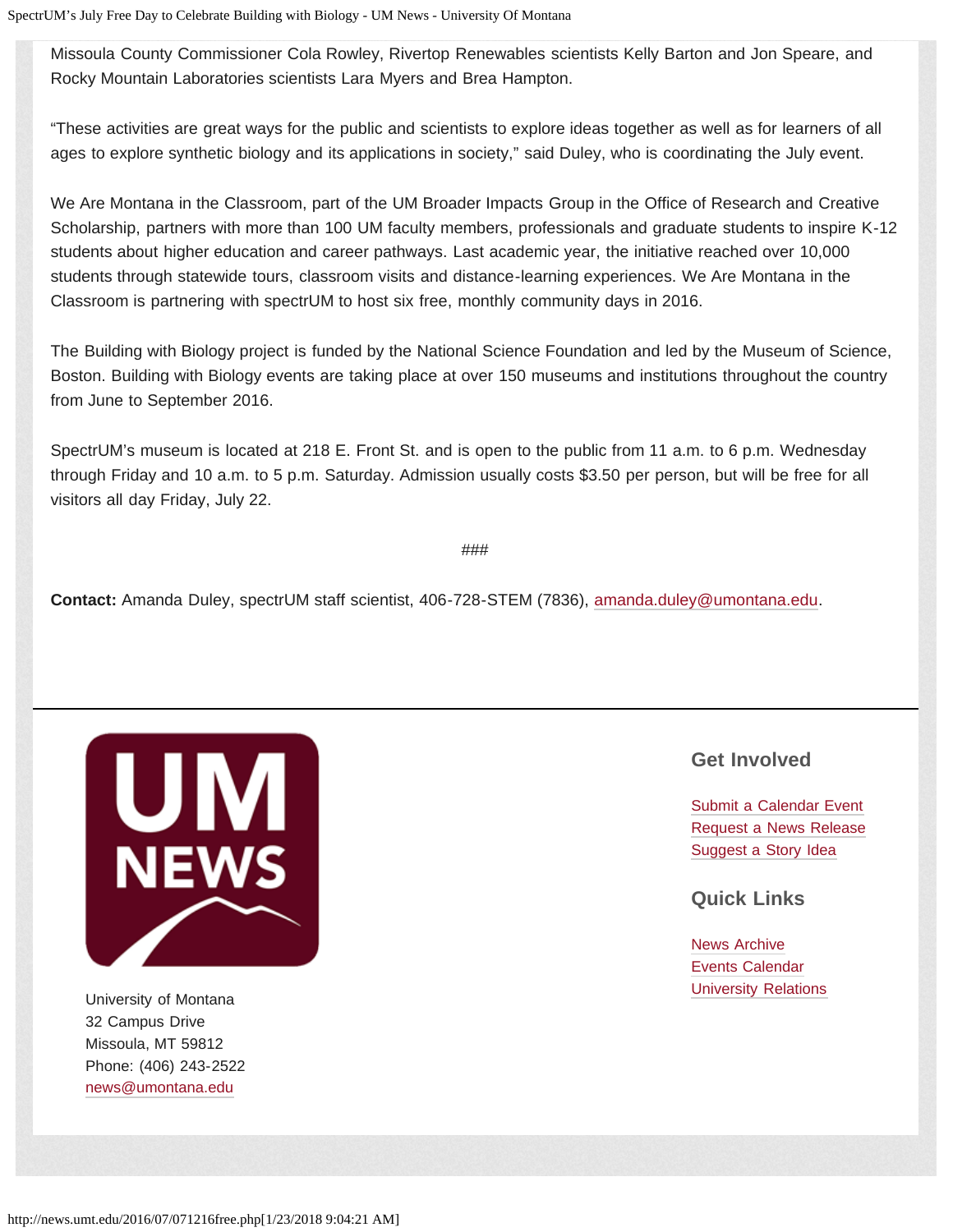Missoula County Commissioner Cola Rowley, Rivertop Renewables scientists Kelly Barton and Jon Speare, and Rocky Mountain Laboratories scientists Lara Myers and Brea Hampton.

"These activities are great ways for the public and scientists to explore ideas together as well as for learners of all ages to explore synthetic biology and its applications in society," said Duley, who is coordinating the July event.

We Are Montana in the Classroom, part of the UM Broader Impacts Group in the Office of Research and Creative Scholarship, partners with more than 100 UM faculty members, professionals and graduate students to inspire K-12 students about higher education and career pathways. Last academic year, the initiative reached over 10,000 students through statewide tours, classroom visits and distance-learning experiences. We Are Montana in the Classroom is partnering with spectrUM to host six free, monthly community days in 2016.

The Building with Biology project is funded by the National Science Foundation and led by the Museum of Science, Boston. Building with Biology events are taking place at over 150 museums and institutions throughout the country from June to September 2016.

SpectrUM's museum is located at 218 E. Front St. and is open to the public from 11 a.m. to 6 p.m. Wednesday through Friday and 10 a.m. to 5 p.m. Saturday. Admission usually costs $3.50 per person, but will be free for all visitors all day Friday, July 22.

###

**Contact:** Amanda Duley, spectrUM staff scientist, 406-728-STEM (7836), amanda.duley@umontana.edu.

University of Montana
32 Campus Drive
Missoula, MT 59812
Phone: (406) 243-2522
news@umontana.edu

## Get Involved

Submit a Calendar Event
Request a News Release
Suggest a Story Idea

## Quick Links

News Archive
Events Calendar
University Relations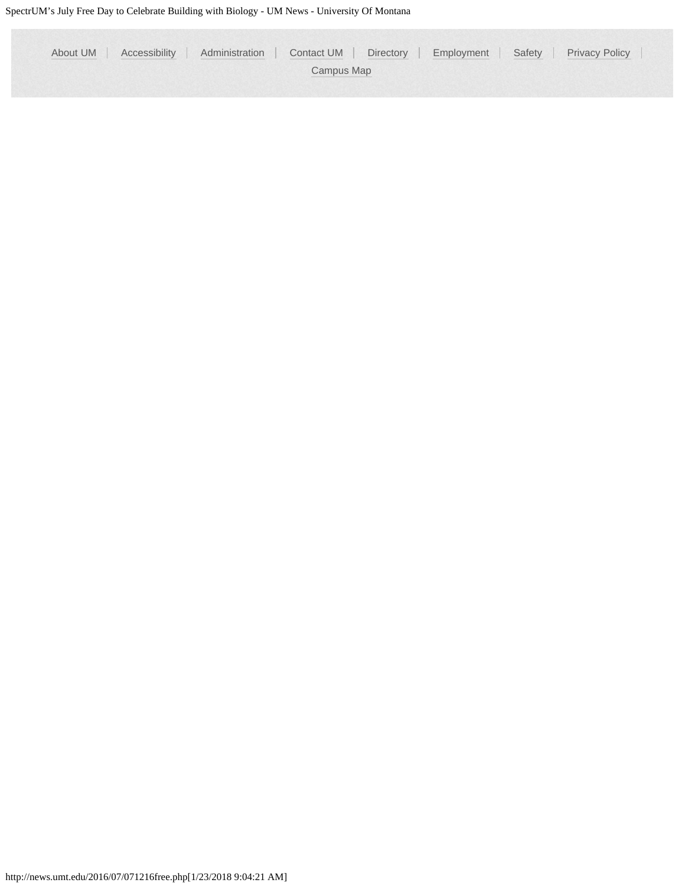About UM | Accessibility | Administration | Contact UM | Directory | Employment | Safety | Privacy Policy | Campus Map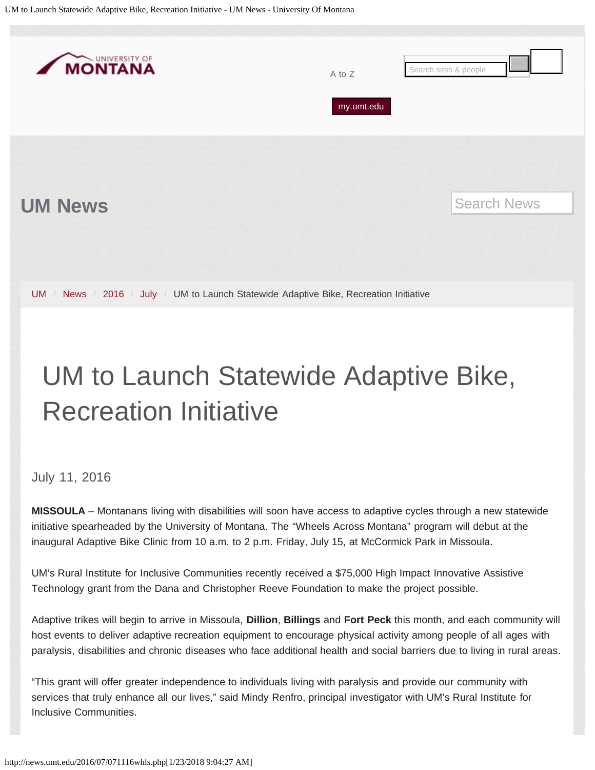UM News

UM / News / 2016 / July / UM to Launch Statewide Adaptive Bike, Recreation Initiative

# UM to Launch Statewide Adaptive Bike, Recreation Initiative

July 11, 2016

**MISSOULA** – Montanans living with disabilities will soon have access to adaptive cycles through a new statewide initiative spearheaded by the University of Montana. The "Wheels Across Montana" program will debut at the inaugural Adaptive Bike Clinic from 10 a.m. to 2 p.m. Friday, July 15, at McCormick Park in Missoula.

UM's Rural Institute for Inclusive Communities recently received a $75,000 High Impact Innovative Assistive Technology grant from the Dana and Christopher Reeve Foundation to make the project possible.

Adaptive trikes will begin to arrive in Missoula, **Dillion**, **Billings** and **Fort Peck** this month, and each community will host events to deliver adaptive recreation equipment to encourage physical activity among people of all ages with paralysis, disabilities and chronic diseases who face additional health and social barriers due to living in rural areas.

"This grant will offer greater independence to individuals living with paralysis and provide our community with services that truly enhance all our lives," said Mindy Renfro, principal investigator with UM's Rural Institute for Inclusive Communities.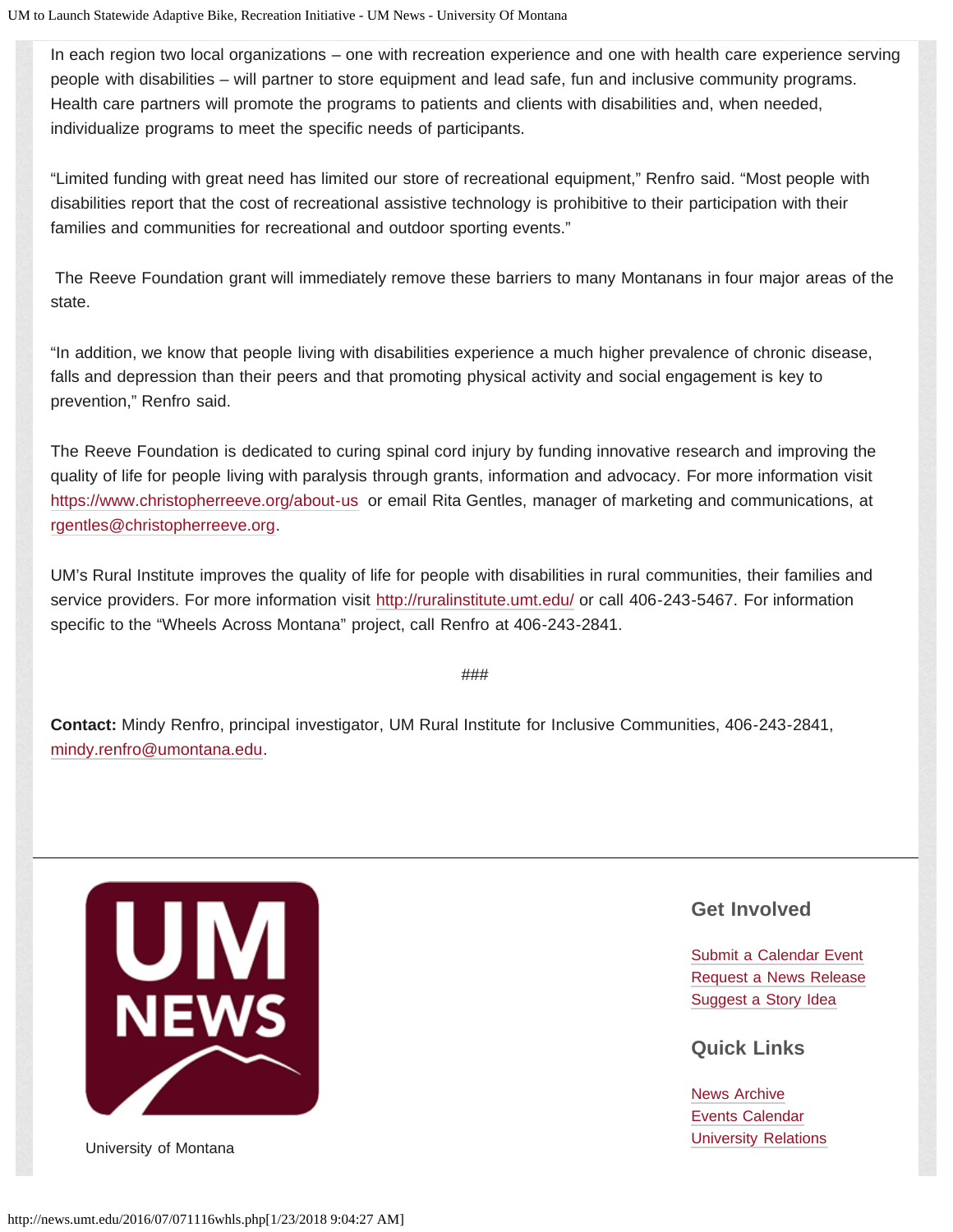In each region two local organizations – one with recreation experience and one with health care experience serving people with disabilities – will partner to store equipment and lead safe, fun and inclusive community programs. Health care partners will promote the programs to patients and clients with disabilities and, when needed, individualize programs to meet the specific needs of participants.

"Limited funding with great need has limited our store of recreational equipment," Renfro said. "Most people with disabilities report that the cost of recreational assistive technology is prohibitive to their participation with their families and communities for recreational and outdoor sporting events."

The Reeve Foundation grant will immediately remove these barriers to many Montanans in four major areas of the state.

"In addition, we know that people living with disabilities experience a much higher prevalence of chronic disease, falls and depression than their peers and that promoting physical activity and social engagement is key to prevention," Renfro said.

The Reeve Foundation is dedicated to curing spinal cord injury by funding innovative research and improving the quality of life for people living with paralysis through grants, information and advocacy. For more information visit https://www.christopherreeve.org/about-us or email Rita Gentles, manager of marketing and communications, at rgentles@christopherreeve.org.

UM's Rural Institute improves the quality of life for people with disabilities in rural communities, their families and service providers. For more information visit http://ruralinstitute.umt.edu/ or call 406-243-5467. For information specific to the "Wheels Across Montana" project, call Renfro at 406-243-2841.

###

**Contact:** Mindy Renfro, principal investigator, UM Rural Institute for Inclusive Communities, 406-243-2841, mindy.renfro@umontana.edu.

UM NEWS

University of Montana

## Get Involved

Submit a Calendar Event
Request a News Release
Suggest a Story Idea

## Quick Links

News Archive
Events Calendar
University Relations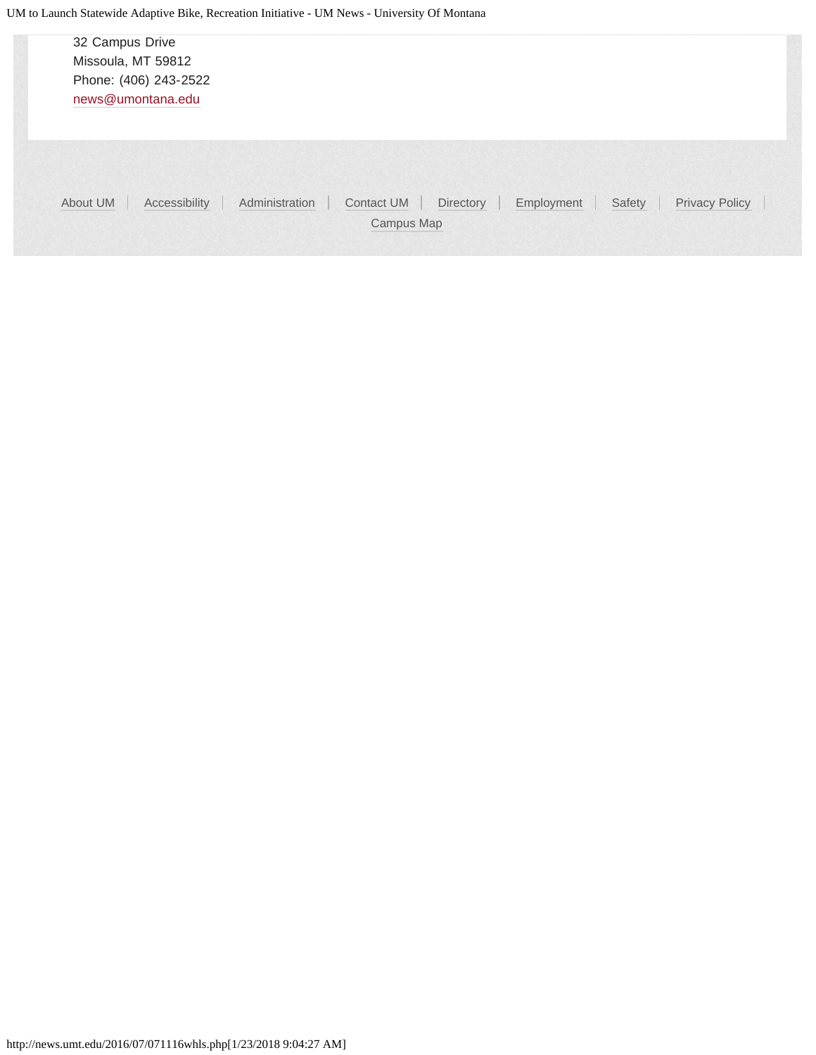32 Campus Drive
Missoula, MT 59812
Phone: (406) 243-2522
news@umontana.edu

About UM | Accessibility | Administration | Contact UM | Directory | Employment | Safety | Privacy Policy | Campus Map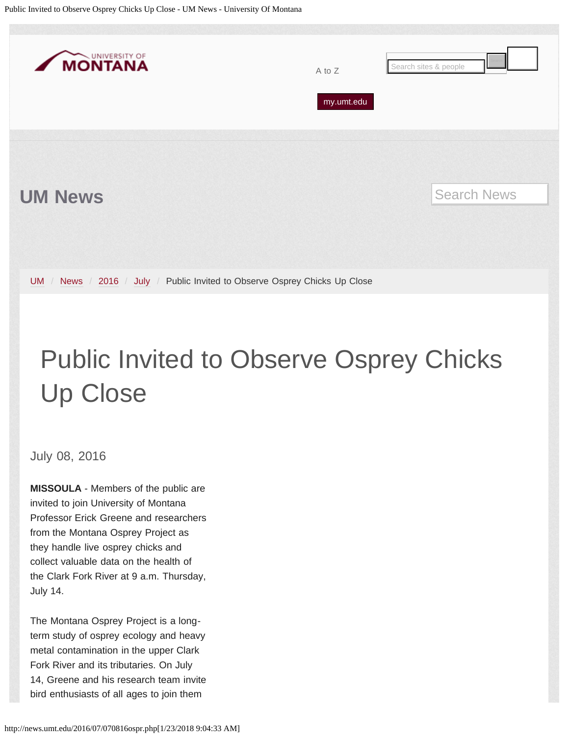UM News

UM / News / 2016 / July / Public Invited to Observe Osprey Chicks Up Close

# Public Invited to Observe Osprey Chicks Up Close

July 08, 2016

**MISSOULA** - Members of the public are invited to join University of Montana Professor Erick Greene and researchers from the Montana Osprey Project as they handle live osprey chicks and collect valuable data on the health of the Clark Fork River at 9 a.m. Thursday, July 14.

The Montana Osprey Project is a long-term study of osprey ecology and heavy metal contamination in the upper Clark Fork River and its tributaries. On July 14, Greene and his research team invite bird enthusiasts of all ages to join them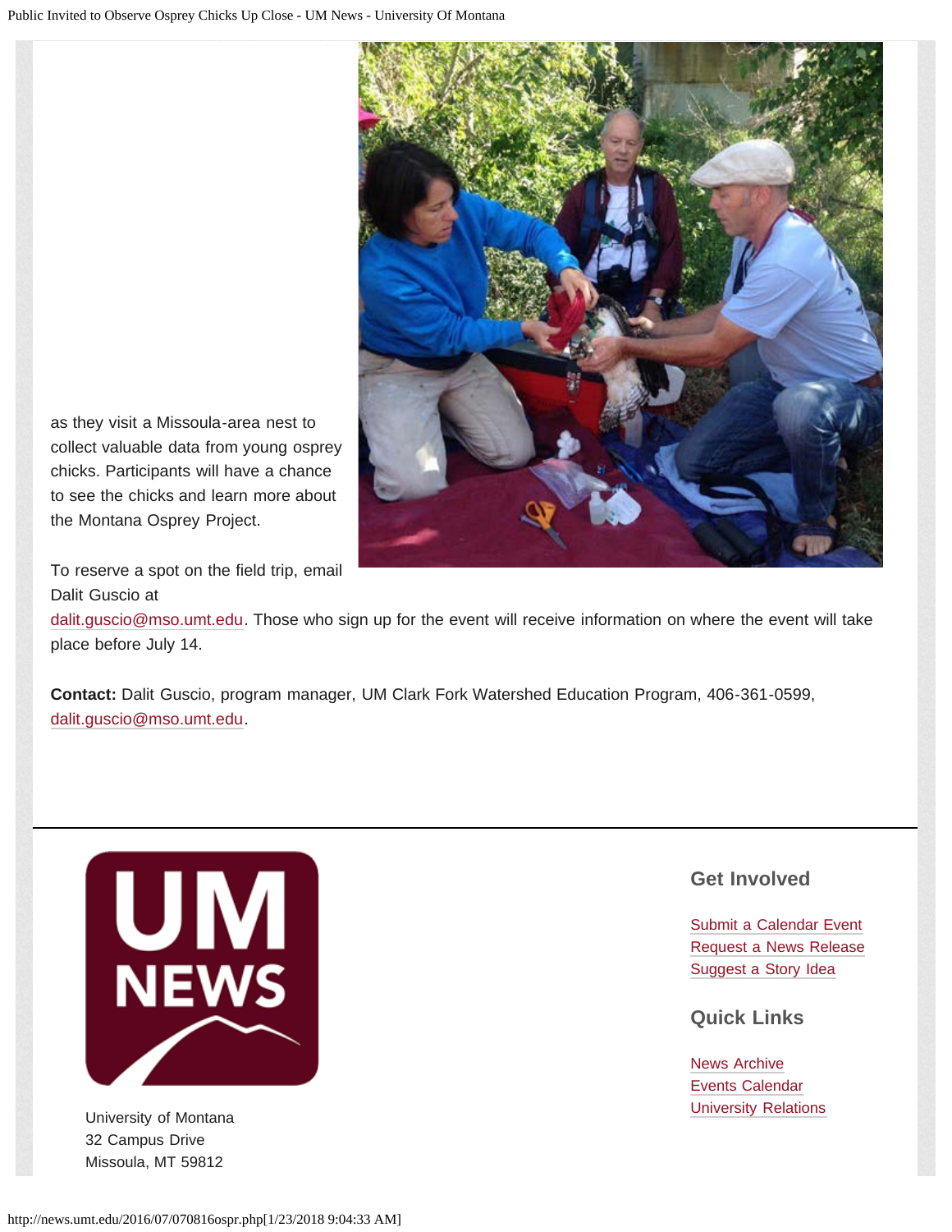as they visit a Missoula-area nest to collect valuable data from young osprey chicks. Participants will have a chance to see the chicks and learn more about the Montana Osprey Project.

To reserve a spot on the field trip, email Dalit Guscio at dalit.guscio@mso.umt.edu. Those who sign up for the event will receive information on where the event will take place before July 14.

**Contact:** Dalit Guscio, program manager, UM Clark Fork Watershed Education Program, 406-361-0599, dalit.guscio@mso.umt.edu.

University of Montana
32 Campus Drive
Missoula, MT 59812

## Get Involved

Submit a Calendar Event
Request a News Release
Suggest a Story Idea

## Quick Links

News Archive
Events Calendar
University Relations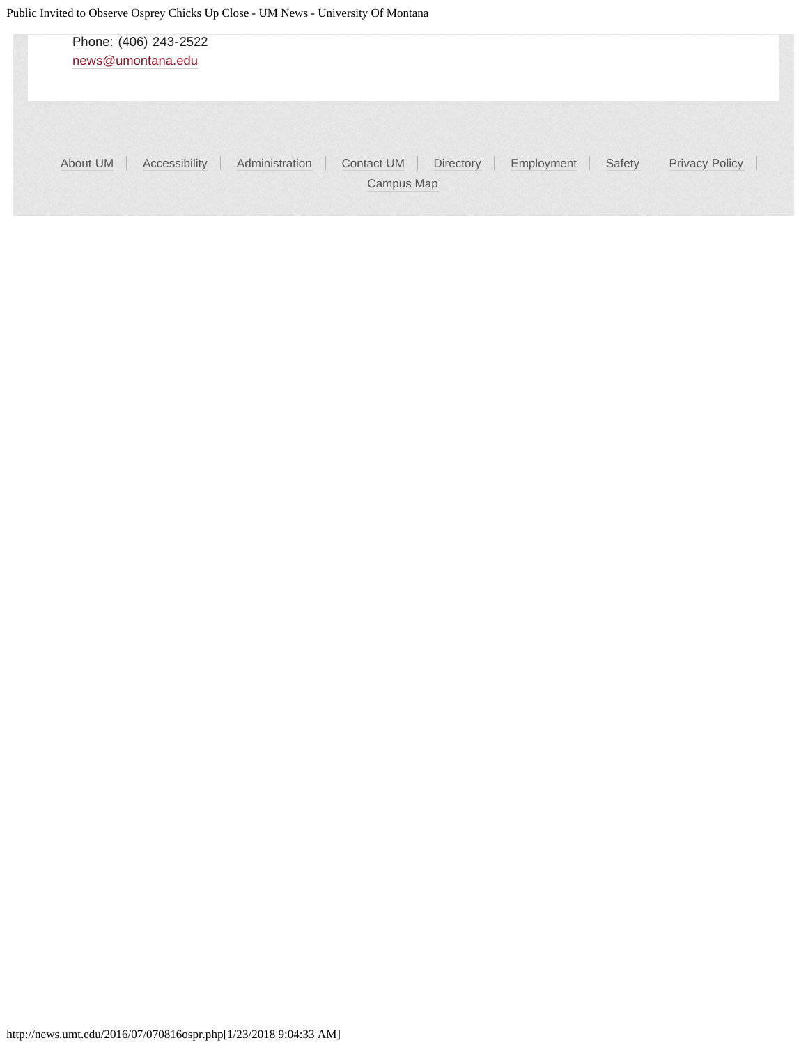Phone: (406) 243-2522
news@umontana.edu

About UM | Accessibility | Administration | Contact UM | Directory | Employment | Safety | Privacy Policy | Campus Map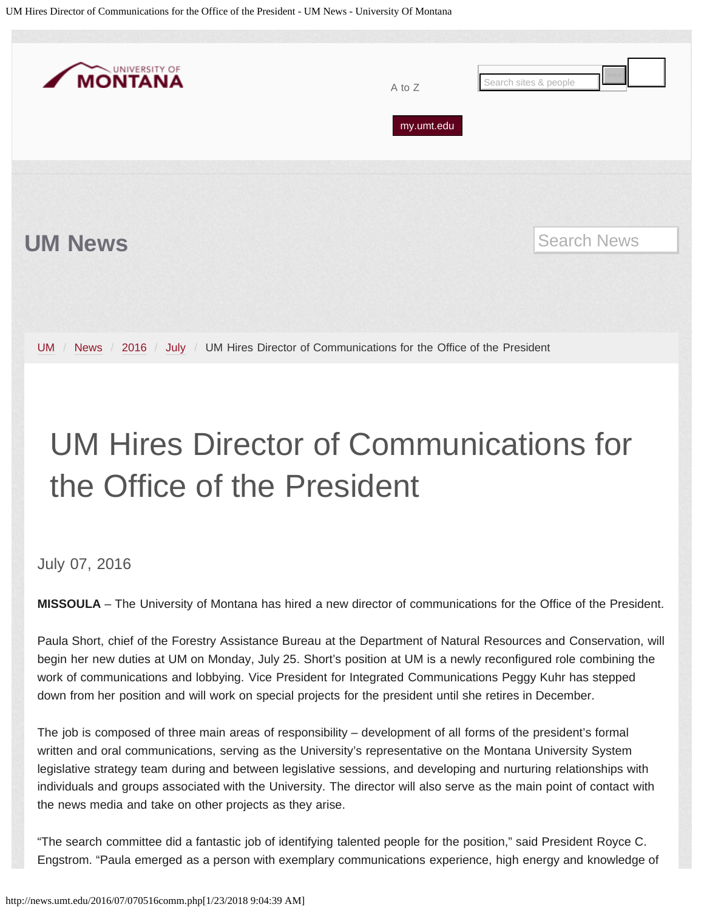UM News

UM / News / 2016 / July / UM Hires Director of Communications for the Office of the President

# UM Hires Director of Communications for the Office of the President

July 07, 2016

**MISSOULA** – The University of Montana has hired a new director of communications for the Office of the President.

Paula Short, chief of the Forestry Assistance Bureau at the Department of Natural Resources and Conservation, will begin her new duties at UM on Monday, July 25. Short's position at UM is a newly reconfigured role combining the work of communications and lobbying. Vice President for Integrated Communications Peggy Kuhr has stepped down from her position and will work on special projects for the president until she retires in December.

The job is composed of three main areas of responsibility – development of all forms of the president's formal written and oral communications, serving as the University's representative on the Montana University System legislative strategy team during and between legislative sessions, and developing and nurturing relationships with individuals and groups associated with the University. The director will also serve as the main point of contact with the news media and take on other projects as they arise.

"The search committee did a fantastic job of identifying talented people for the position," said President Royce C. Engstrom. "Paula emerged as a person with exemplary communications experience, high energy and knowledge of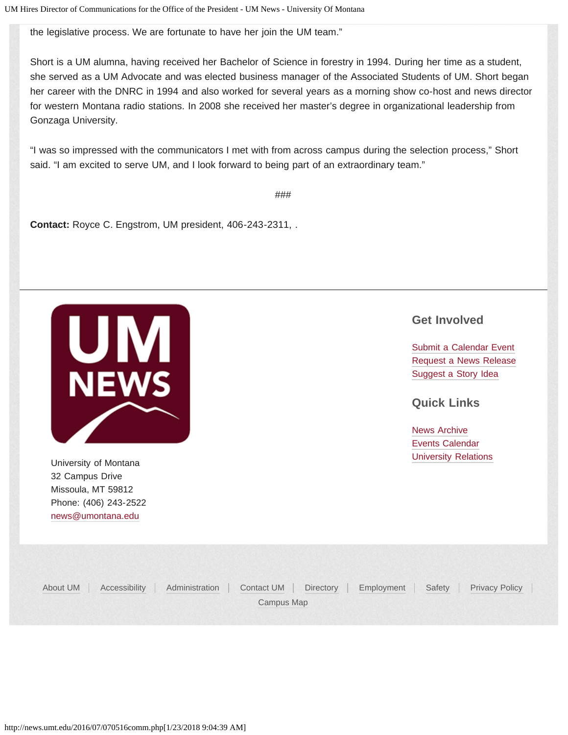the legislative process. We are fortunate to have her join the UM team."

Short is a UM alumna, having received her Bachelor of Science in forestry in 1994. During her time as a student, she served as a UM Advocate and was elected business manager of the Associated Students of UM. Short began her career with the DNRC in 1994 and also worked for several years as a morning show co-host and news director for western Montana radio stations. In 2008 she received her master's degree in organizational leadership from Gonzaga University.

"I was so impressed with the communicators I met with from across campus during the selection process," Short said. "I am excited to serve UM, and I look forward to being part of an extraordinary team."

###

**Contact:** Royce C. Engstrom, UM president, 406-243-2311, .

University of Montana
32 Campus Drive
Missoula, MT 59812
Phone: (406) 243-2522
news@umontana.edu

## Get Involved

Submit a Calendar Event
Request a News Release
Suggest a Story Idea

## Quick Links

News Archive
Events Calendar
University Relations

About UM | Accessibility | Administration | Contact UM | Directory | Employment | Safety | Privacy Policy | Campus Map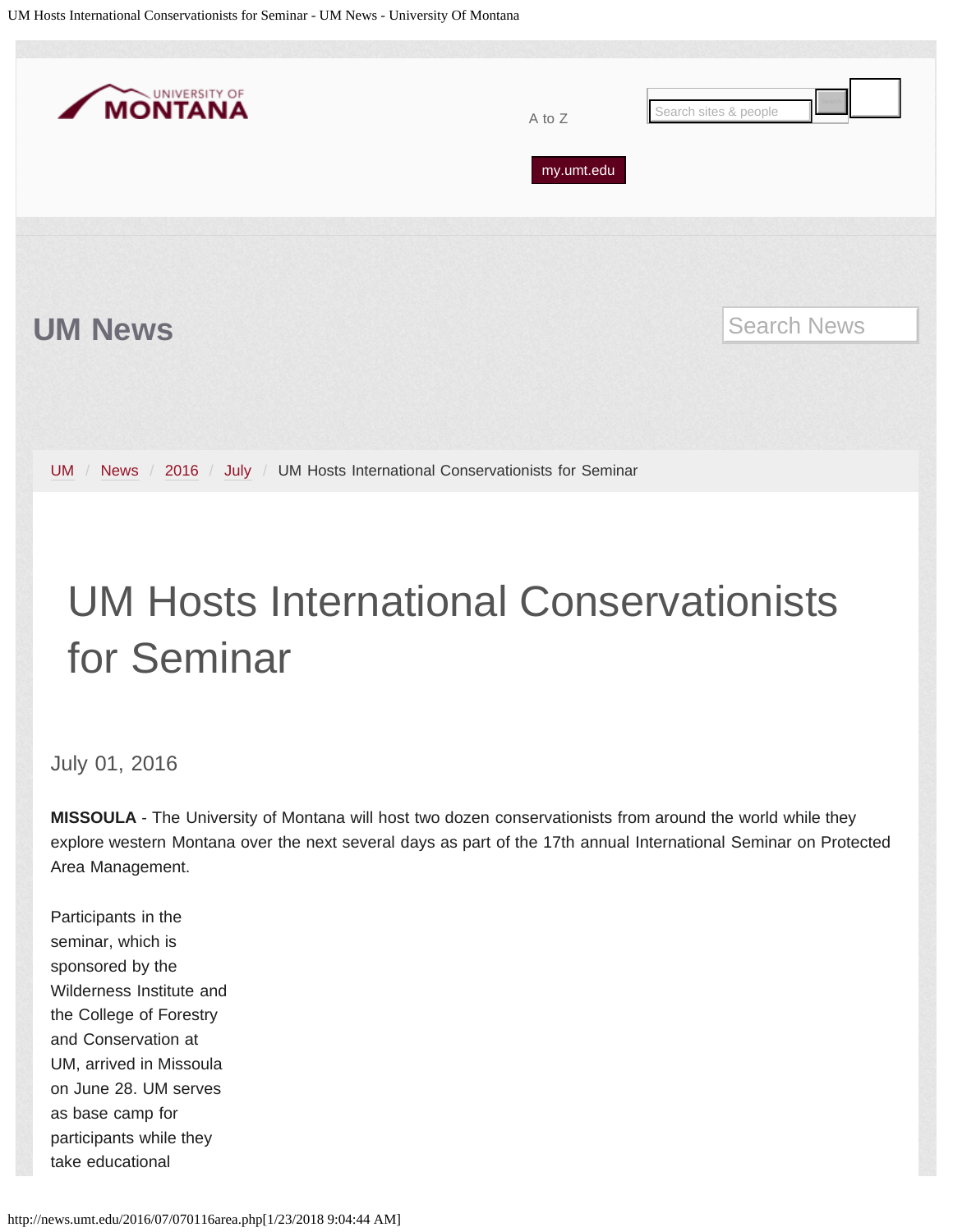# UM Hosts International Conservationists for Seminar

July 01, 2016

**MISSOULA** - The University of Montana will host two dozen conservationists from around the world while they explore western Montana over the next several days as part of the 17th annual International Seminar on Protected Area Management.

Participants in the seminar, which is sponsored by the Wilderness Institute and the College of Forestry and Conservation at UM, arrived in Missoula on June 28. UM serves as base camp for participants while they take educational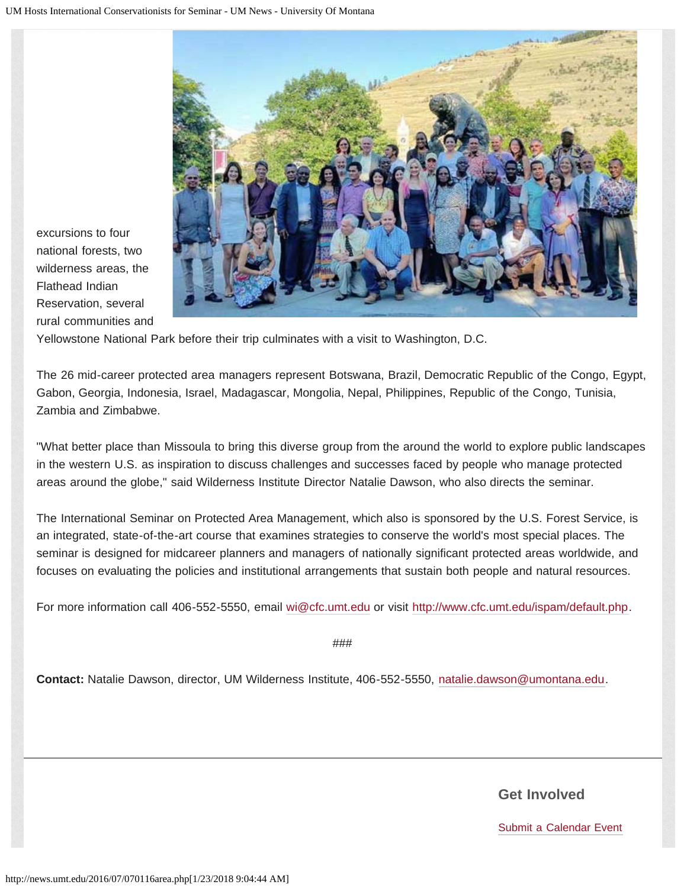excursions to four national forests, two wilderness areas, the Flathead Indian Reservation, several rural communities and Yellowstone National Park before their trip culminates with a visit to Washington, D.C.

The 26 mid-career protected area managers represent Botswana, Brazil, Democratic Republic of the Congo, Egypt, Gabon, Georgia, Indonesia, Israel, Madagascar, Mongolia, Nepal, Philippines, Republic of the Congo, Tunisia, Zambia and Zimbabwe.

"What better place than Missoula to bring this diverse group from the around the world to explore public landscapes in the western U.S. as inspiration to discuss challenges and successes faced by people who manage protected areas around the globe," said Wilderness Institute Director Natalie Dawson, who also directs the seminar.

The International Seminar on Protected Area Management, which also is sponsored by the U.S. Forest Service, is an integrated, state-of-the-art course that examines strategies to conserve the world's most special places. The seminar is designed for midcareer planners and managers of nationally significant protected areas worldwide, and focuses on evaluating the policies and institutional arrangements that sustain both people and natural resources.

For more information call 406-552-5550, email wi@cfc.umt.edu or visit http://www.cfc.umt.edu/ispam/default.php.

###

**Contact:** Natalie Dawson, director, UM Wilderness Institute, 406-552-5550, natalie.dawson@umontana.edu.

## Get Involved

Submit a Calendar Event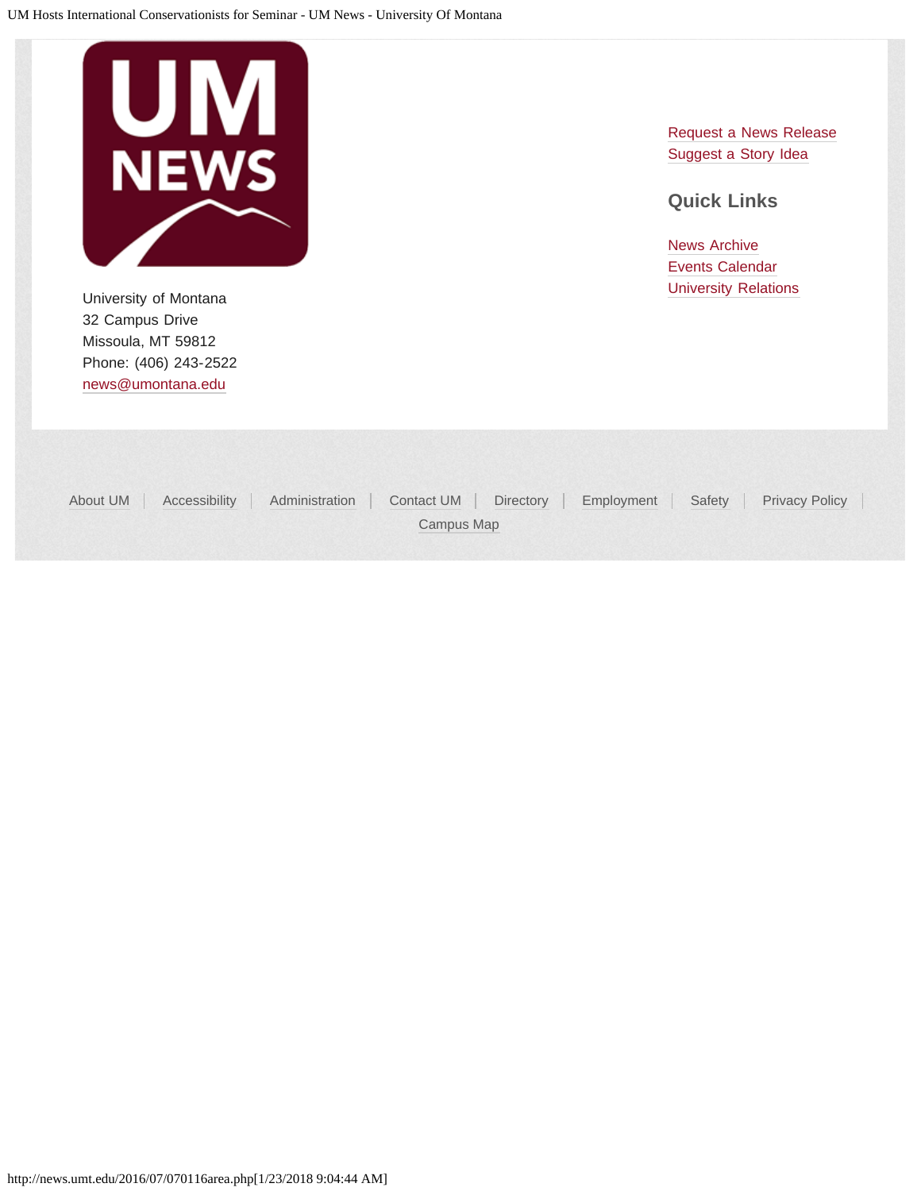University of Montana
32 Campus Drive
Missoula, MT 59812
Phone: (406) 243-2522
news@umontana.edu

Request a News Release
Suggest a Story Idea

## Quick Links

News Archive
Events Calendar
University Relations

About UM | Accessibility | Administration | Contact UM | Directory | Employment | Safety | Privacy Policy | Campus Map